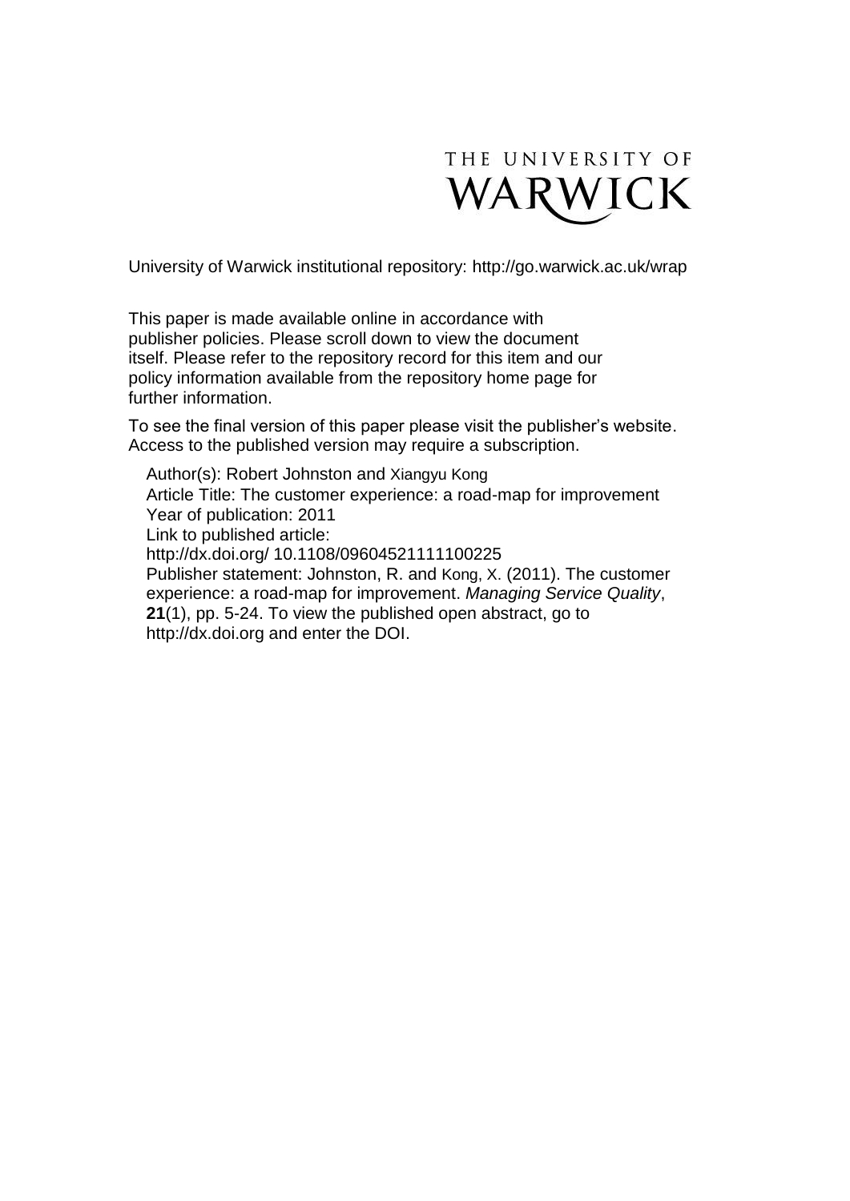THE UNIVERSITY OF WARWICK

University of Warwick institutional repository: http://go.warwick.ac.uk/wrap

This paper is made available online in accordance with publisher policies. Please scroll down to view the document itself. Please refer to the repository record for this item and our policy information available from the repository home page for further information.

To see the final version of this paper please visit the publisher's website. Access to the published version may require a subscription.

Author(s): Robert Johnston and Xiangyu Kong
Article Title: The customer experience: a road-map for improvement
Year of publication: 2011
Link to published article:
http://dx.doi.org/ 10.1108/09604521111100225
Publisher statement: Johnston, R. and Kong, X. (2011). The customer experience: a road-map for improvement. *Managing Service Quality*, **21**(1), pp. 5-24. To view the published open abstract, go to http://dx.doi.org and enter the DOI.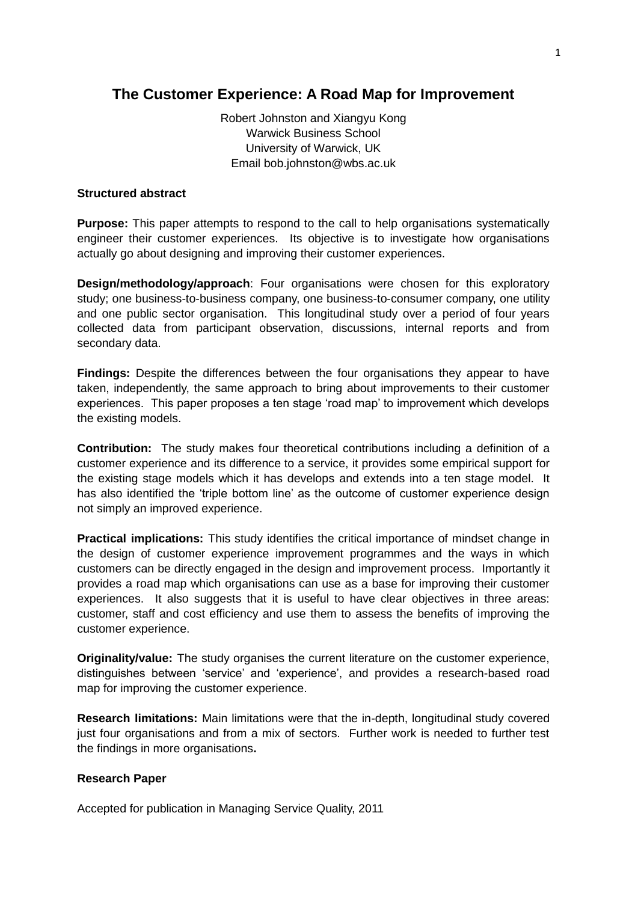# The Customer Experience: A Road Map for Improvement

Robert Johnston and Xiangyu Kong
Warwick Business School
University of Warwick, UK
Email bob.johnston@wbs.ac.uk

**Structured abstract**

**Purpose:** This paper attempts to respond to the call to help organisations systematically engineer their customer experiences. Its objective is to investigate how organisations actually go about designing and improving their customer experiences.

**Design/methodology/approach**: Four organisations were chosen for this exploratory study; one business-to-business company, one business-to-consumer company, one utility and one public sector organisation. This longitudinal study over a period of four years collected data from participant observation, discussions, internal reports and from secondary data.

**Findings:** Despite the differences between the four organisations they appear to have taken, independently, the same approach to bring about improvements to their customer experiences. This paper proposes a ten stage 'road map' to improvement which develops the existing models.

**Contribution:** The study makes four theoretical contributions including a definition of a customer experience and its difference to a service, it provides some empirical support for the existing stage models which it has develops and extends into a ten stage model. It has also identified the 'triple bottom line' as the outcome of customer experience design not simply an improved experience.

**Practical implications:** This study identifies the critical importance of mindset change in the design of customer experience improvement programmes and the ways in which customers can be directly engaged in the design and improvement process. Importantly it provides a road map which organisations can use as a base for improving their customer experiences. It also suggests that it is useful to have clear objectives in three areas: customer, staff and cost efficiency and use them to assess the benefits of improving the customer experience.

**Originality/value:** The study organises the current literature on the customer experience, distinguishes between 'service' and 'experience', and provides a research-based road map for improving the customer experience.

**Research limitations:** Main limitations were that the in-depth, longitudinal study covered just four organisations and from a mix of sectors. Further work is needed to further test the findings in more organisations**.**

**Research Paper**

Accepted for publication in Managing Service Quality, 2011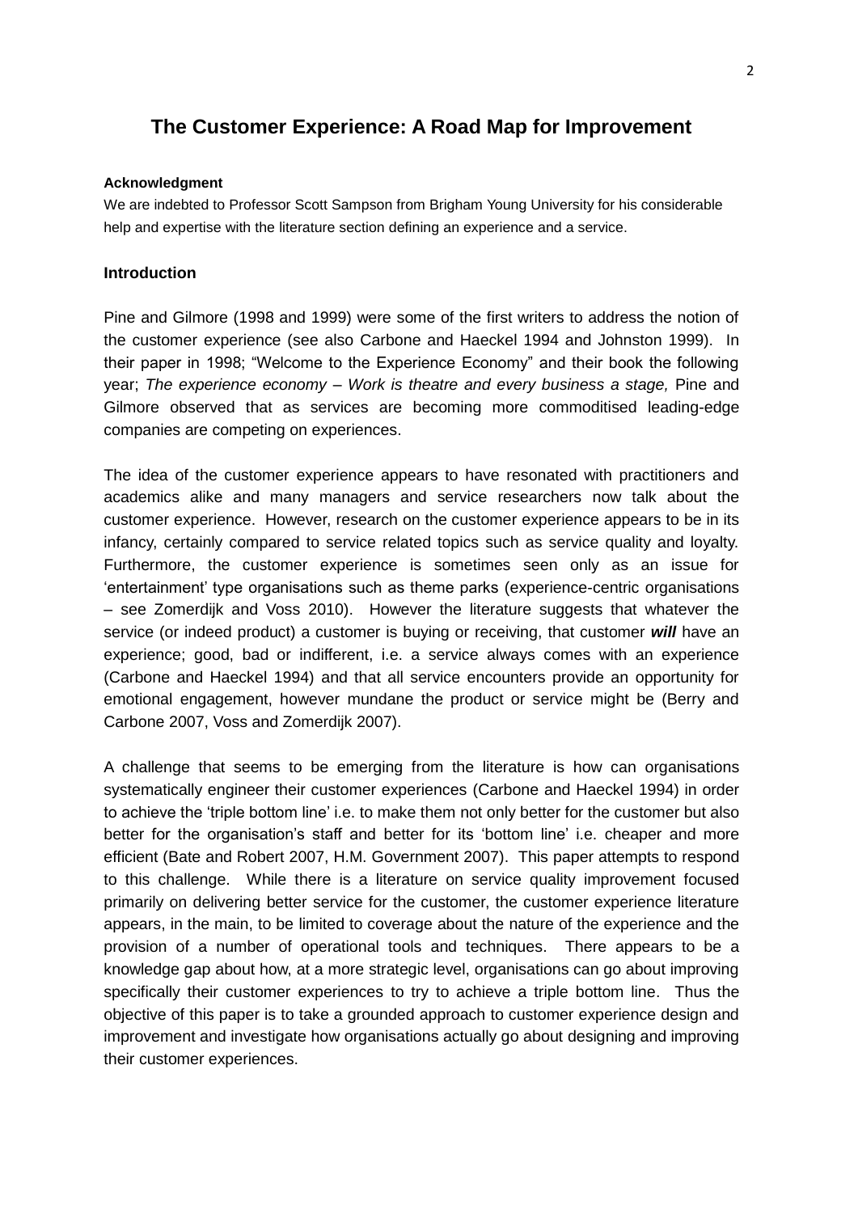# The Customer Experience: A Road Map for Improvement

**Acknowledgment**

We are indebted to Professor Scott Sampson from Brigham Young University for his considerable help and expertise with the literature section defining an experience and a service.

## Introduction

Pine and Gilmore (1998 and 1999) were some of the first writers to address the notion of the customer experience (see also Carbone and Haeckel 1994 and Johnston 1999). In their paper in 1998; "Welcome to the Experience Economy" and their book the following year; *The experience economy – Work is theatre and every business a stage,* Pine and Gilmore observed that as services are becoming more commoditised leading-edge companies are competing on experiences.

The idea of the customer experience appears to have resonated with practitioners and academics alike and many managers and service researchers now talk about the customer experience. However, research on the customer experience appears to be in its infancy, certainly compared to service related topics such as service quality and loyalty. Furthermore, the customer experience is sometimes seen only as an issue for 'entertainment' type organisations such as theme parks (experience-centric organisations – see Zomerdijk and Voss 2010). However the literature suggests that whatever the service (or indeed product) a customer is buying or receiving, that customer ***will*** have an experience; good, bad or indifferent, i.e. a service always comes with an experience (Carbone and Haeckel 1994) and that all service encounters provide an opportunity for emotional engagement, however mundane the product or service might be (Berry and Carbone 2007, Voss and Zomerdijk 2007).

A challenge that seems to be emerging from the literature is how can organisations systematically engineer their customer experiences (Carbone and Haeckel 1994) in order to achieve the 'triple bottom line' i.e. to make them not only better for the customer but also better for the organisation's staff and better for its 'bottom line' i.e. cheaper and more efficient (Bate and Robert 2007, H.M. Government 2007). This paper attempts to respond to this challenge. While there is a literature on service quality improvement focused primarily on delivering better service for the customer, the customer experience literature appears, in the main, to be limited to coverage about the nature of the experience and the provision of a number of operational tools and techniques. There appears to be a knowledge gap about how, at a more strategic level, organisations can go about improving specifically their customer experiences to try to achieve a triple bottom line. Thus the objective of this paper is to take a grounded approach to customer experience design and improvement and investigate how organisations actually go about designing and improving their customer experiences.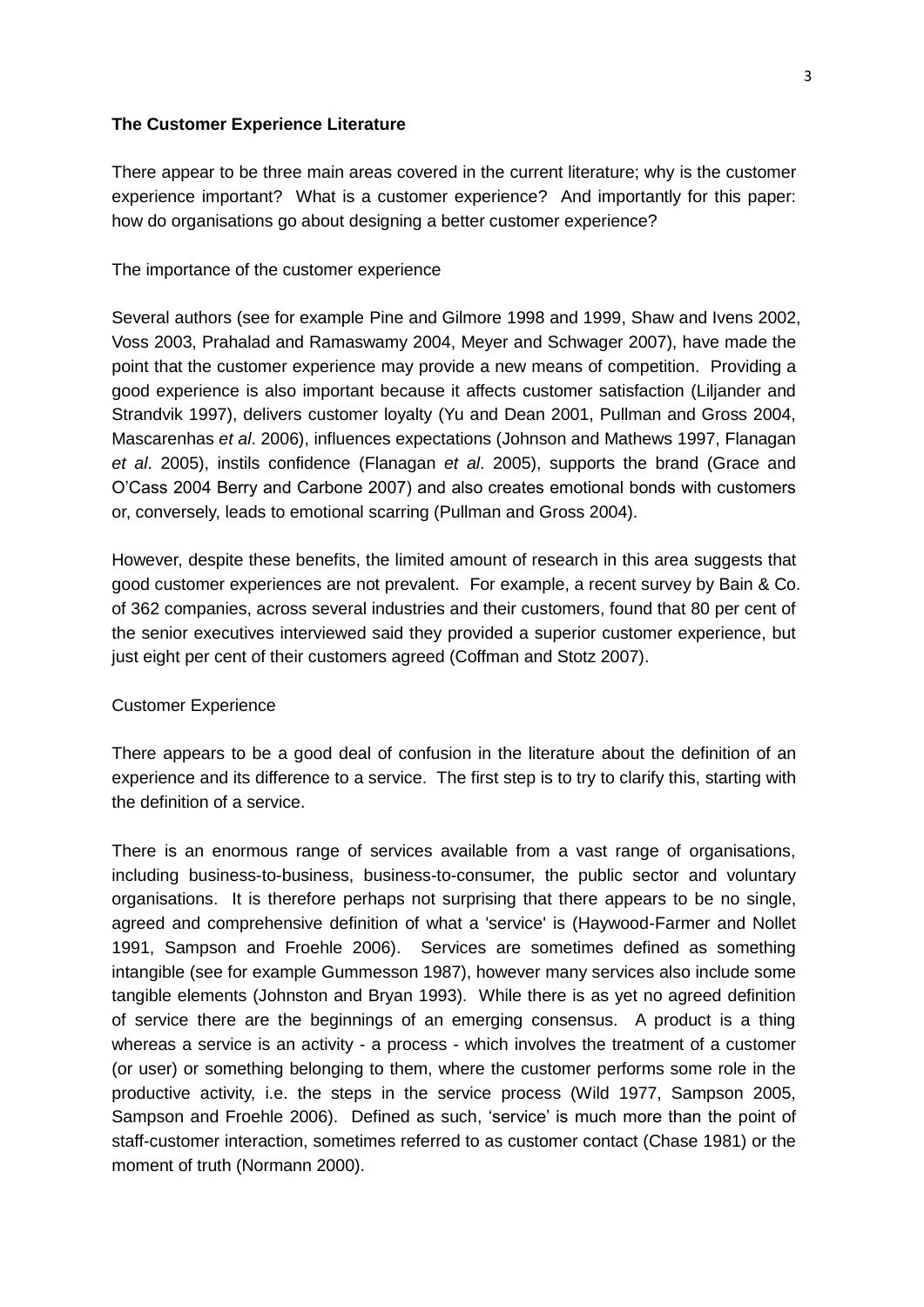**The Customer Experience Literature**

There appear to be three main areas covered in the current literature; why is the customer experience important? What is a customer experience? And importantly for this paper: how do organisations go about designing a better customer experience?

The importance of the customer experience

Several authors (see for example Pine and Gilmore 1998 and 1999, Shaw and Ivens 2002, Voss 2003, Prahalad and Ramaswamy 2004, Meyer and Schwager 2007), have made the point that the customer experience may provide a new means of competition. Providing a good experience is also important because it affects customer satisfaction (Liljander and Strandvik 1997), delivers customer loyalty (Yu and Dean 2001, Pullman and Gross 2004, Mascarenhas *et al*. 2006), influences expectations (Johnson and Mathews 1997, Flanagan *et al*. 2005), instils confidence (Flanagan *et al*. 2005), supports the brand (Grace and O'Cass 2004 Berry and Carbone 2007) and also creates emotional bonds with customers or, conversely, leads to emotional scarring (Pullman and Gross 2004).

However, despite these benefits, the limited amount of research in this area suggests that good customer experiences are not prevalent. For example, a recent survey by Bain & Co. of 362 companies, across several industries and their customers, found that 80 per cent of the senior executives interviewed said they provided a superior customer experience, but just eight per cent of their customers agreed (Coffman and Stotz 2007).

Customer Experience

There appears to be a good deal of confusion in the literature about the definition of an experience and its difference to a service. The first step is to try to clarify this, starting with the definition of a service.

There is an enormous range of services available from a vast range of organisations, including business-to-business, business-to-consumer, the public sector and voluntary organisations. It is therefore perhaps not surprising that there appears to be no single, agreed and comprehensive definition of what a 'service' is (Haywood-Farmer and Nollet 1991, Sampson and Froehle 2006). Services are sometimes defined as something intangible (see for example Gummesson 1987), however many services also include some tangible elements (Johnston and Bryan 1993). While there is as yet no agreed definition of service there are the beginnings of an emerging consensus. A product is a thing whereas a service is an activity - a process - which involves the treatment of a customer (or user) or something belonging to them, where the customer performs some role in the productive activity, i.e. the steps in the service process (Wild 1977, Sampson 2005, Sampson and Froehle 2006). Defined as such, 'service' is much more than the point of staff-customer interaction, sometimes referred to as customer contact (Chase 1981) or the moment of truth (Normann 2000).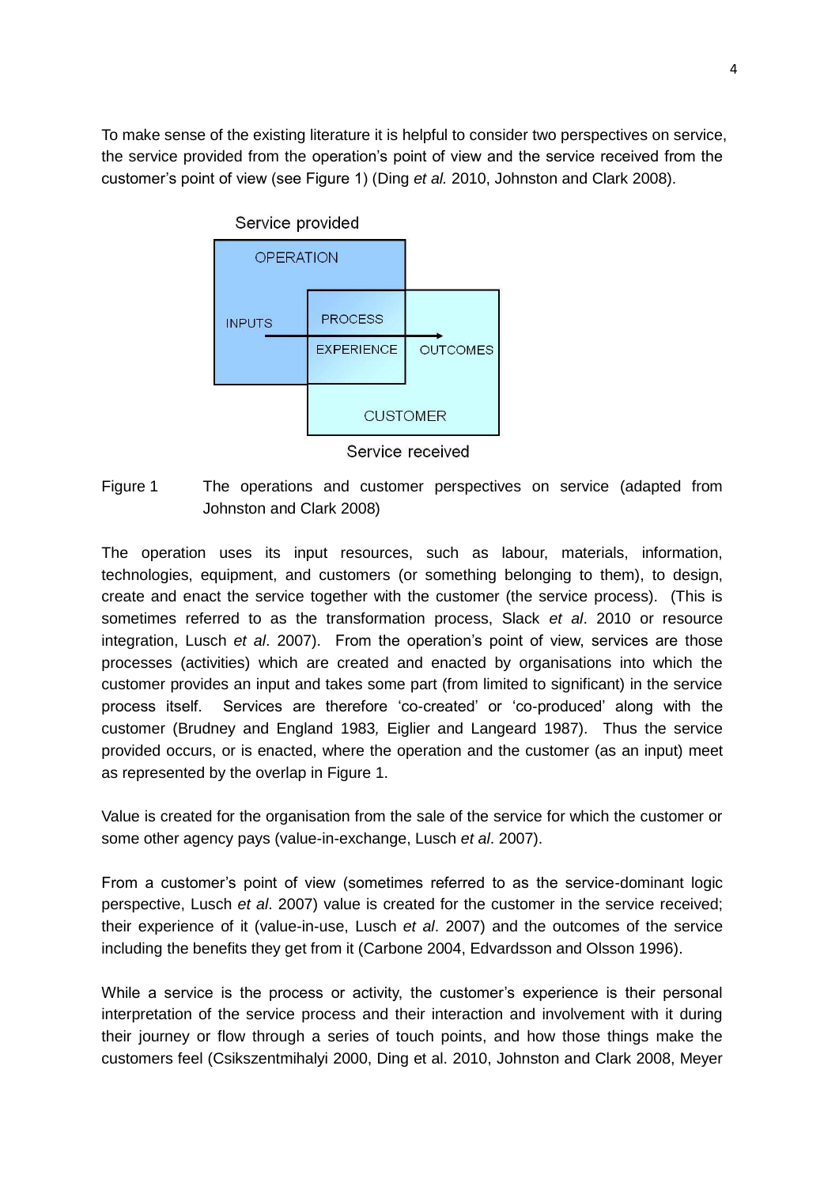To make sense of the existing literature it is helpful to consider two perspectives on service, the service provided from the operation's point of view and the service received from the customer's point of view (see Figure 1) (Ding *et al.* 2010, Johnston and Clark 2008).

Figure 1 The operations and customer perspectives on service (adapted from Johnston and Clark 2008)

The operation uses its input resources, such as labour, materials, information, technologies, equipment, and customers (or something belonging to them), to design, create and enact the service together with the customer (the service process). (This is sometimes referred to as the transformation process, Slack *et al*. 2010 or resource integration, Lusch *et al*. 2007). From the operation's point of view, services are those processes (activities) which are created and enacted by organisations into which the customer provides an input and takes some part (from limited to significant) in the service process itself. Services are therefore 'co-created' or 'co-produced' along with the customer (Brudney and England 1983*,* Eiglier and Langeard 1987). Thus the service provided occurs, or is enacted, where the operation and the customer (as an input) meet as represented by the overlap in Figure 1.

Value is created for the organisation from the sale of the service for which the customer or some other agency pays (value-in-exchange, Lusch *et al*. 2007).

From a customer's point of view (sometimes referred to as the service-dominant logic perspective, Lusch *et al*. 2007) value is created for the customer in the service received; their experience of it (value-in-use, Lusch *et al*. 2007) and the outcomes of the service including the benefits they get from it (Carbone 2004, Edvardsson and Olsson 1996).

While a service is the process or activity, the customer's experience is their personal interpretation of the service process and their interaction and involvement with it during their journey or flow through a series of touch points, and how those things make the customers feel (Csikszentmihalyi 2000, Ding et al. 2010, Johnston and Clark 2008, Meyer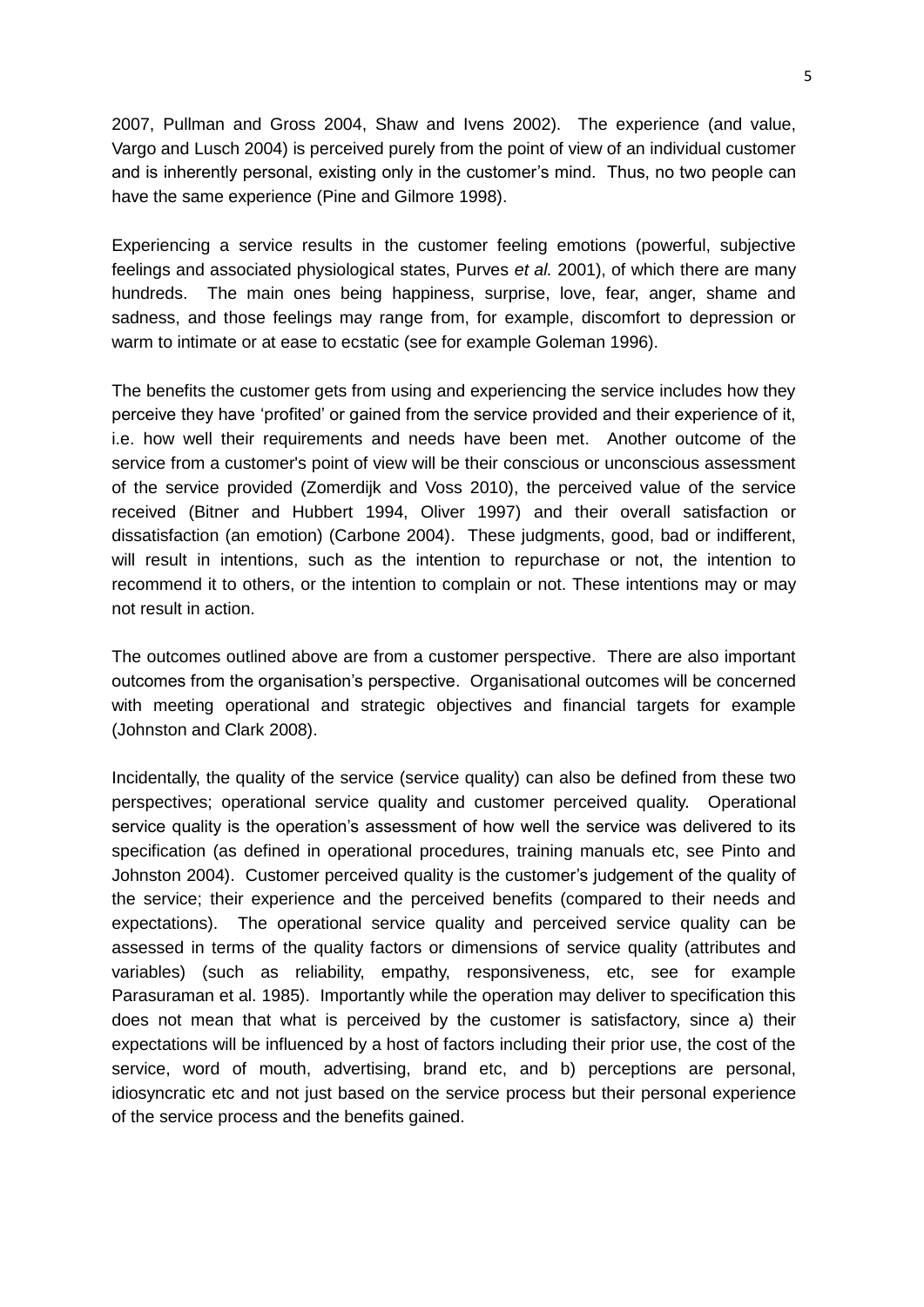2007, Pullman and Gross 2004, Shaw and Ivens 2002). The experience (and value, Vargo and Lusch 2004) is perceived purely from the point of view of an individual customer and is inherently personal, existing only in the customer's mind. Thus, no two people can have the same experience (Pine and Gilmore 1998).

Experiencing a service results in the customer feeling emotions (powerful, subjective feelings and associated physiological states, Purves *et al.* 2001), of which there are many hundreds. The main ones being happiness, surprise, love, fear, anger, shame and sadness, and those feelings may range from, for example, discomfort to depression or warm to intimate or at ease to ecstatic (see for example Goleman 1996).

The benefits the customer gets from using and experiencing the service includes how they perceive they have 'profited' or gained from the service provided and their experience of it, i.e. how well their requirements and needs have been met. Another outcome of the service from a customer's point of view will be their conscious or unconscious assessment of the service provided (Zomerdijk and Voss 2010), the perceived value of the service received (Bitner and Hubbert 1994, Oliver 1997) and their overall satisfaction or dissatisfaction (an emotion) (Carbone 2004). These judgments, good, bad or indifferent, will result in intentions, such as the intention to repurchase or not, the intention to recommend it to others, or the intention to complain or not. These intentions may or may not result in action.

The outcomes outlined above are from a customer perspective. There are also important outcomes from the organisation's perspective. Organisational outcomes will be concerned with meeting operational and strategic objectives and financial targets for example (Johnston and Clark 2008).

Incidentally, the quality of the service (service quality) can also be defined from these two perspectives; operational service quality and customer perceived quality. Operational service quality is the operation's assessment of how well the service was delivered to its specification (as defined in operational procedures, training manuals etc, see Pinto and Johnston 2004). Customer perceived quality is the customer's judgement of the quality of the service; their experience and the perceived benefits (compared to their needs and expectations). The operational service quality and perceived service quality can be assessed in terms of the quality factors or dimensions of service quality (attributes and variables) (such as reliability, empathy, responsiveness, etc, see for example Parasuraman et al. 1985). Importantly while the operation may deliver to specification this does not mean that what is perceived by the customer is satisfactory, since a) their expectations will be influenced by a host of factors including their prior use, the cost of the service, word of mouth, advertising, brand etc, and b) perceptions are personal, idiosyncratic etc and not just based on the service process but their personal experience of the service process and the benefits gained.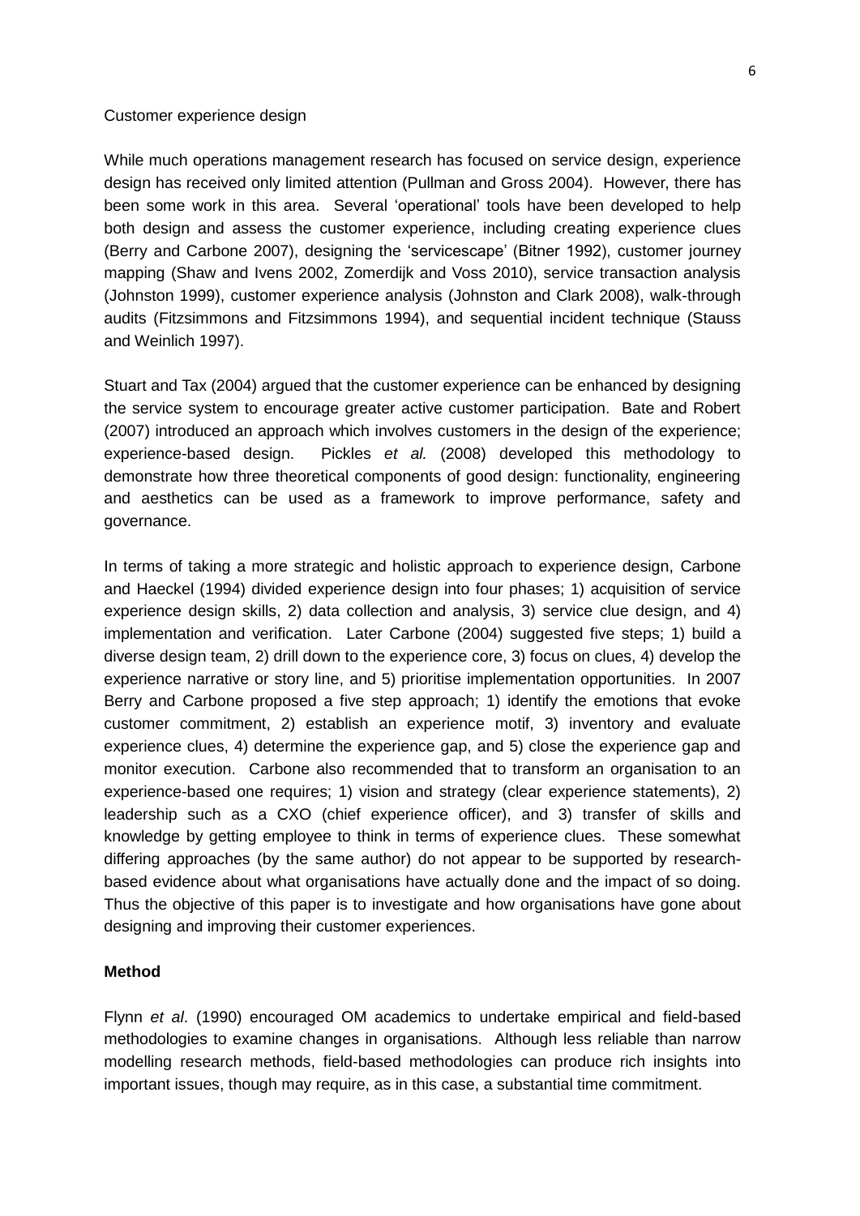Customer experience design

While much operations management research has focused on service design, experience design has received only limited attention (Pullman and Gross 2004). However, there has been some work in this area. Several 'operational' tools have been developed to help both design and assess the customer experience, including creating experience clues (Berry and Carbone 2007), designing the 'servicescape' (Bitner 1992), customer journey mapping (Shaw and Ivens 2002, Zomerdijk and Voss 2010), service transaction analysis (Johnston 1999), customer experience analysis (Johnston and Clark 2008), walk-through audits (Fitzsimmons and Fitzsimmons 1994), and sequential incident technique (Stauss and Weinlich 1997).

Stuart and Tax (2004) argued that the customer experience can be enhanced by designing the service system to encourage greater active customer participation. Bate and Robert (2007) introduced an approach which involves customers in the design of the experience; experience-based design. Pickles *et al.* (2008) developed this methodology to demonstrate how three theoretical components of good design: functionality, engineering and aesthetics can be used as a framework to improve performance, safety and governance.

In terms of taking a more strategic and holistic approach to experience design, Carbone and Haeckel (1994) divided experience design into four phases; 1) acquisition of service experience design skills, 2) data collection and analysis, 3) service clue design, and 4) implementation and verification. Later Carbone (2004) suggested five steps; 1) build a diverse design team, 2) drill down to the experience core, 3) focus on clues, 4) develop the experience narrative or story line, and 5) prioritise implementation opportunities. In 2007 Berry and Carbone proposed a five step approach; 1) identify the emotions that evoke customer commitment, 2) establish an experience motif, 3) inventory and evaluate experience clues, 4) determine the experience gap, and 5) close the experience gap and monitor execution. Carbone also recommended that to transform an organisation to an experience-based one requires; 1) vision and strategy (clear experience statements), 2) leadership such as a CXO (chief experience officer), and 3) transfer of skills and knowledge by getting employee to think in terms of experience clues. These somewhat differing approaches (by the same author) do not appear to be supported by research-based evidence about what organisations have actually done and the impact of so doing. Thus the objective of this paper is to investigate and how organisations have gone about designing and improving their customer experiences.

**Method**

Flynn *et al*. (1990) encouraged OM academics to undertake empirical and field-based methodologies to examine changes in organisations. Although less reliable than narrow modelling research methods, field-based methodologies can produce rich insights into important issues, though may require, as in this case, a substantial time commitment.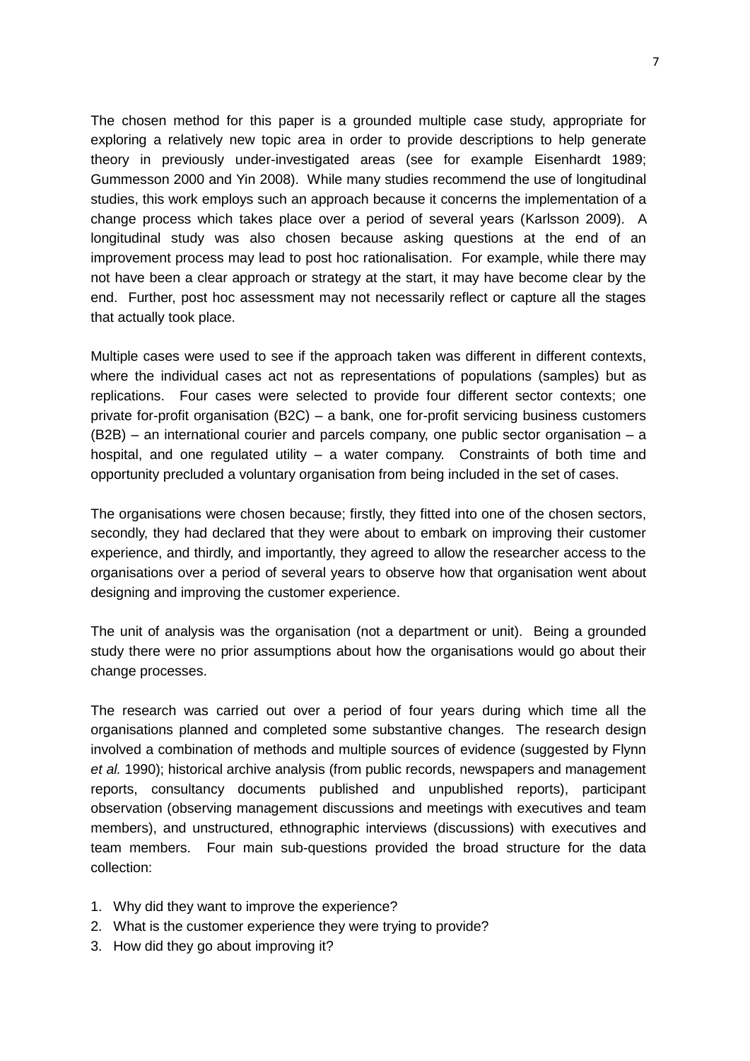The chosen method for this paper is a grounded multiple case study, appropriate for exploring a relatively new topic area in order to provide descriptions to help generate theory in previously under-investigated areas (see for example Eisenhardt 1989; Gummesson 2000 and Yin 2008). While many studies recommend the use of longitudinal studies, this work employs such an approach because it concerns the implementation of a change process which takes place over a period of several years (Karlsson 2009). A longitudinal study was also chosen because asking questions at the end of an improvement process may lead to post hoc rationalisation. For example, while there may not have been a clear approach or strategy at the start, it may have become clear by the end. Further, post hoc assessment may not necessarily reflect or capture all the stages that actually took place.

Multiple cases were used to see if the approach taken was different in different contexts, where the individual cases act not as representations of populations (samples) but as replications. Four cases were selected to provide four different sector contexts; one private for-profit organisation (B2C) – a bank, one for-profit servicing business customers (B2B) – an international courier and parcels company, one public sector organisation – a hospital, and one regulated utility – a water company. Constraints of both time and opportunity precluded a voluntary organisation from being included in the set of cases.

The organisations were chosen because; firstly, they fitted into one of the chosen sectors, secondly, they had declared that they were about to embark on improving their customer experience, and thirdly, and importantly, they agreed to allow the researcher access to the organisations over a period of several years to observe how that organisation went about designing and improving the customer experience.

The unit of analysis was the organisation (not a department or unit). Being a grounded study there were no prior assumptions about how the organisations would go about their change processes.

The research was carried out over a period of four years during which time all the organisations planned and completed some substantive changes. The research design involved a combination of methods and multiple sources of evidence (suggested by Flynn *et al.* 1990); historical archive analysis (from public records, newspapers and management reports, consultancy documents published and unpublished reports), participant observation (observing management discussions and meetings with executives and team members), and unstructured, ethnographic interviews (discussions) with executives and team members. Four main sub-questions provided the broad structure for the data collection:

1. Why did they want to improve the experience?
2. What is the customer experience they were trying to provide?
3. How did they go about improving it?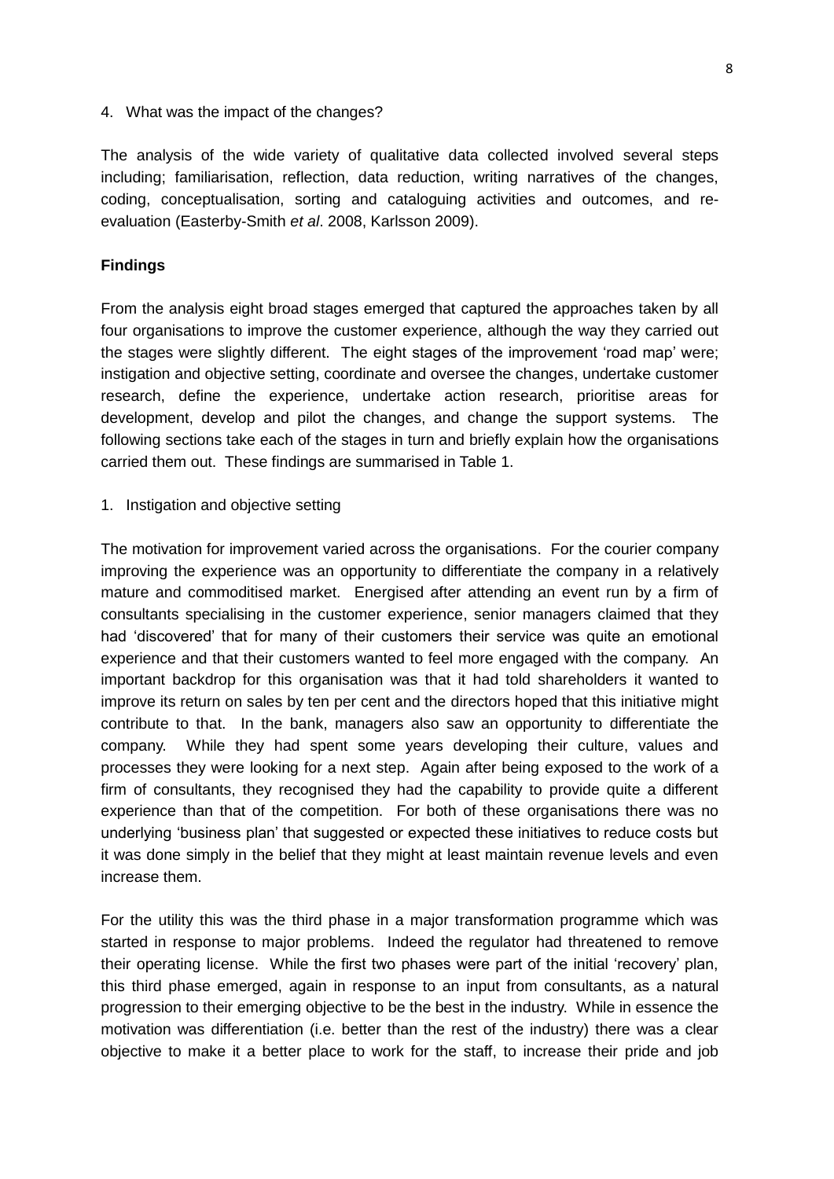4. What was the impact of the changes?

The analysis of the wide variety of qualitative data collected involved several steps including; familiarisation, reflection, data reduction, writing narratives of the changes, coding, conceptualisation, sorting and cataloguing activities and outcomes, and re-evaluation (Easterby-Smith *et al*. 2008, Karlsson 2009).

## Findings

From the analysis eight broad stages emerged that captured the approaches taken by all four organisations to improve the customer experience, although the way they carried out the stages were slightly different. The eight stages of the improvement 'road map' were; instigation and objective setting, coordinate and oversee the changes, undertake customer research, define the experience, undertake action research, prioritise areas for development, develop and pilot the changes, and change the support systems. The following sections take each of the stages in turn and briefly explain how the organisations carried them out. These findings are summarised in Table 1.

1. Instigation and objective setting

The motivation for improvement varied across the organisations. For the courier company improving the experience was an opportunity to differentiate the company in a relatively mature and commoditised market. Energised after attending an event run by a firm of consultants specialising in the customer experience, senior managers claimed that they had 'discovered' that for many of their customers their service was quite an emotional experience and that their customers wanted to feel more engaged with the company. An important backdrop for this organisation was that it had told shareholders it wanted to improve its return on sales by ten per cent and the directors hoped that this initiative might contribute to that. In the bank, managers also saw an opportunity to differentiate the company. While they had spent some years developing their culture, values and processes they were looking for a next step. Again after being exposed to the work of a firm of consultants, they recognised they had the capability to provide quite a different experience than that of the competition. For both of these organisations there was no underlying 'business plan' that suggested or expected these initiatives to reduce costs but it was done simply in the belief that they might at least maintain revenue levels and even increase them.

For the utility this was the third phase in a major transformation programme which was started in response to major problems. Indeed the regulator had threatened to remove their operating license. While the first two phases were part of the initial 'recovery' plan, this third phase emerged, again in response to an input from consultants, as a natural progression to their emerging objective to be the best in the industry. While in essence the motivation was differentiation (i.e. better than the rest of the industry) there was a clear objective to make it a better place to work for the staff, to increase their pride and job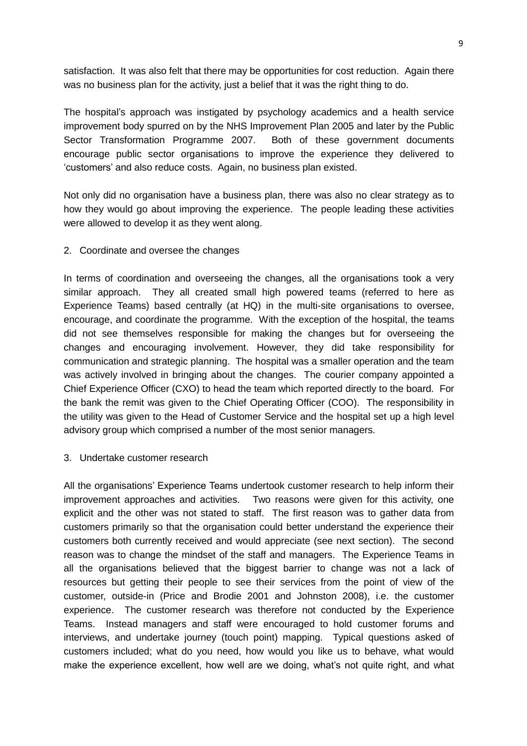satisfaction. It was also felt that there may be opportunities for cost reduction. Again there was no business plan for the activity, just a belief that it was the right thing to do.

The hospital's approach was instigated by psychology academics and a health service improvement body spurred on by the NHS Improvement Plan 2005 and later by the Public Sector Transformation Programme 2007. Both of these government documents encourage public sector organisations to improve the experience they delivered to 'customers' and also reduce costs. Again, no business plan existed.

Not only did no organisation have a business plan, there was also no clear strategy as to how they would go about improving the experience. The people leading these activities were allowed to develop it as they went along.

2. Coordinate and oversee the changes

In terms of coordination and overseeing the changes, all the organisations took a very similar approach. They all created small high powered teams (referred to here as Experience Teams) based centrally (at HQ) in the multi-site organisations to oversee, encourage, and coordinate the programme. With the exception of the hospital, the teams did not see themselves responsible for making the changes but for overseeing the changes and encouraging involvement. However, they did take responsibility for communication and strategic planning. The hospital was a smaller operation and the team was actively involved in bringing about the changes. The courier company appointed a Chief Experience Officer (CXO) to head the team which reported directly to the board. For the bank the remit was given to the Chief Operating Officer (COO). The responsibility in the utility was given to the Head of Customer Service and the hospital set up a high level advisory group which comprised a number of the most senior managers.

3. Undertake customer research

All the organisations' Experience Teams undertook customer research to help inform their improvement approaches and activities. Two reasons were given for this activity, one explicit and the other was not stated to staff. The first reason was to gather data from customers primarily so that the organisation could better understand the experience their customers both currently received and would appreciate (see next section). The second reason was to change the mindset of the staff and managers. The Experience Teams in all the organisations believed that the biggest barrier to change was not a lack of resources but getting their people to see their services from the point of view of the customer, outside-in (Price and Brodie 2001 and Johnston 2008), i.e. the customer experience. The customer research was therefore not conducted by the Experience Teams. Instead managers and staff were encouraged to hold customer forums and interviews, and undertake journey (touch point) mapping. Typical questions asked of customers included; what do you need, how would you like us to behave, what would make the experience excellent, how well are we doing, what's not quite right, and what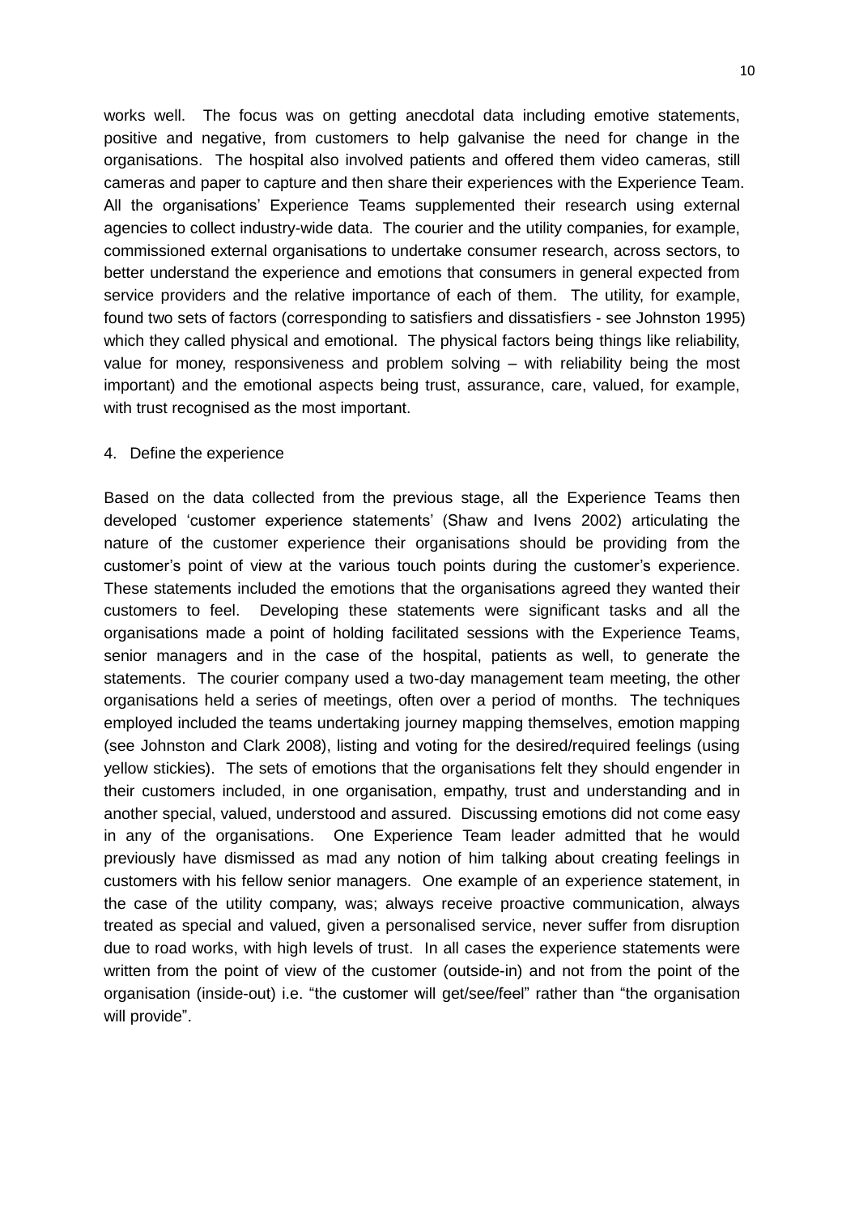works well. The focus was on getting anecdotal data including emotive statements, positive and negative, from customers to help galvanise the need for change in the organisations. The hospital also involved patients and offered them video cameras, still cameras and paper to capture and then share their experiences with the Experience Team. All the organisations' Experience Teams supplemented their research using external agencies to collect industry-wide data. The courier and the utility companies, for example, commissioned external organisations to undertake consumer research, across sectors, to better understand the experience and emotions that consumers in general expected from service providers and the relative importance of each of them. The utility, for example, found two sets of factors (corresponding to satisfiers and dissatisfiers - see Johnston 1995) which they called physical and emotional. The physical factors being things like reliability, value for money, responsiveness and problem solving – with reliability being the most important) and the emotional aspects being trust, assurance, care, valued, for example, with trust recognised as the most important.

4. Define the experience

Based on the data collected from the previous stage, all the Experience Teams then developed 'customer experience statements' (Shaw and Ivens 2002) articulating the nature of the customer experience their organisations should be providing from the customer's point of view at the various touch points during the customer's experience. These statements included the emotions that the organisations agreed they wanted their customers to feel. Developing these statements were significant tasks and all the organisations made a point of holding facilitated sessions with the Experience Teams, senior managers and in the case of the hospital, patients as well, to generate the statements. The courier company used a two-day management team meeting, the other organisations held a series of meetings, often over a period of months. The techniques employed included the teams undertaking journey mapping themselves, emotion mapping (see Johnston and Clark 2008), listing and voting for the desired/required feelings (using yellow stickies). The sets of emotions that the organisations felt they should engender in their customers included, in one organisation, empathy, trust and understanding and in another special, valued, understood and assured. Discussing emotions did not come easy in any of the organisations. One Experience Team leader admitted that he would previously have dismissed as mad any notion of him talking about creating feelings in customers with his fellow senior managers. One example of an experience statement, in the case of the utility company, was; always receive proactive communication, always treated as special and valued, given a personalised service, never suffer from disruption due to road works, with high levels of trust. In all cases the experience statements were written from the point of view of the customer (outside-in) and not from the point of the organisation (inside-out) i.e. "the customer will get/see/feel" rather than "the organisation will provide".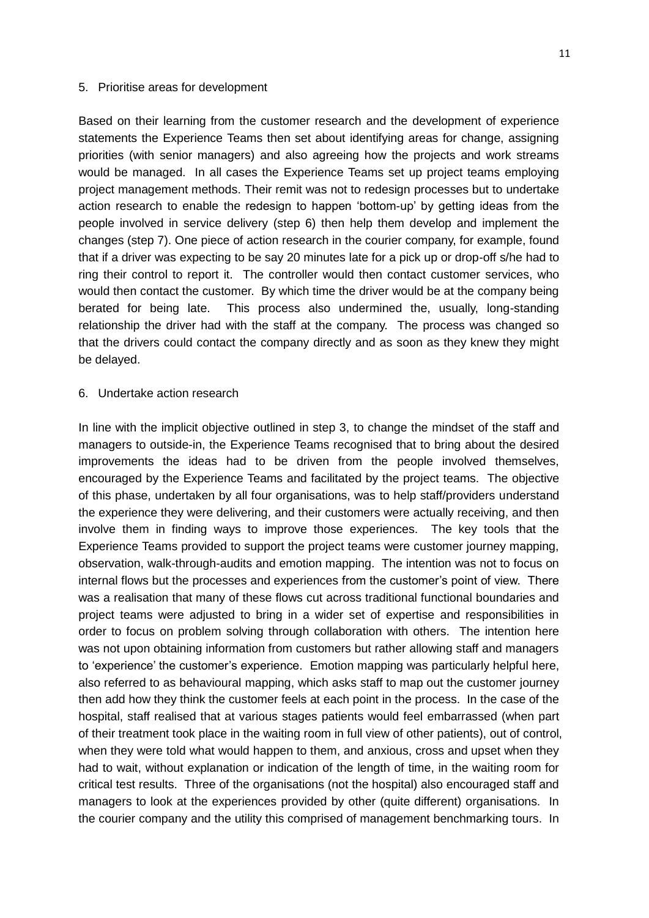5. Prioritise areas for development

Based on their learning from the customer research and the development of experience statements the Experience Teams then set about identifying areas for change, assigning priorities (with senior managers) and also agreeing how the projects and work streams would be managed. In all cases the Experience Teams set up project teams employing project management methods. Their remit was not to redesign processes but to undertake action research to enable the redesign to happen 'bottom-up' by getting ideas from the people involved in service delivery (step 6) then help them develop and implement the changes (step 7). One piece of action research in the courier company, for example, found that if a driver was expecting to be say 20 minutes late for a pick up or drop-off s/he had to ring their control to report it. The controller would then contact customer services, who would then contact the customer. By which time the driver would be at the company being berated for being late. This process also undermined the, usually, long-standing relationship the driver had with the staff at the company. The process was changed so that the drivers could contact the company directly and as soon as they knew they might be delayed.

6. Undertake action research

In line with the implicit objective outlined in step 3, to change the mindset of the staff and managers to outside-in, the Experience Teams recognised that to bring about the desired improvements the ideas had to be driven from the people involved themselves, encouraged by the Experience Teams and facilitated by the project teams. The objective of this phase, undertaken by all four organisations, was to help staff/providers understand the experience they were delivering, and their customers were actually receiving, and then involve them in finding ways to improve those experiences. The key tools that the Experience Teams provided to support the project teams were customer journey mapping, observation, walk-through-audits and emotion mapping. The intention was not to focus on internal flows but the processes and experiences from the customer's point of view. There was a realisation that many of these flows cut across traditional functional boundaries and project teams were adjusted to bring in a wider set of expertise and responsibilities in order to focus on problem solving through collaboration with others. The intention here was not upon obtaining information from customers but rather allowing staff and managers to 'experience' the customer's experience. Emotion mapping was particularly helpful here, also referred to as behavioural mapping, which asks staff to map out the customer journey then add how they think the customer feels at each point in the process. In the case of the hospital, staff realised that at various stages patients would feel embarrassed (when part of their treatment took place in the waiting room in full view of other patients), out of control, when they were told what would happen to them, and anxious, cross and upset when they had to wait, without explanation or indication of the length of time, in the waiting room for critical test results. Three of the organisations (not the hospital) also encouraged staff and managers to look at the experiences provided by other (quite different) organisations. In the courier company and the utility this comprised of management benchmarking tours. In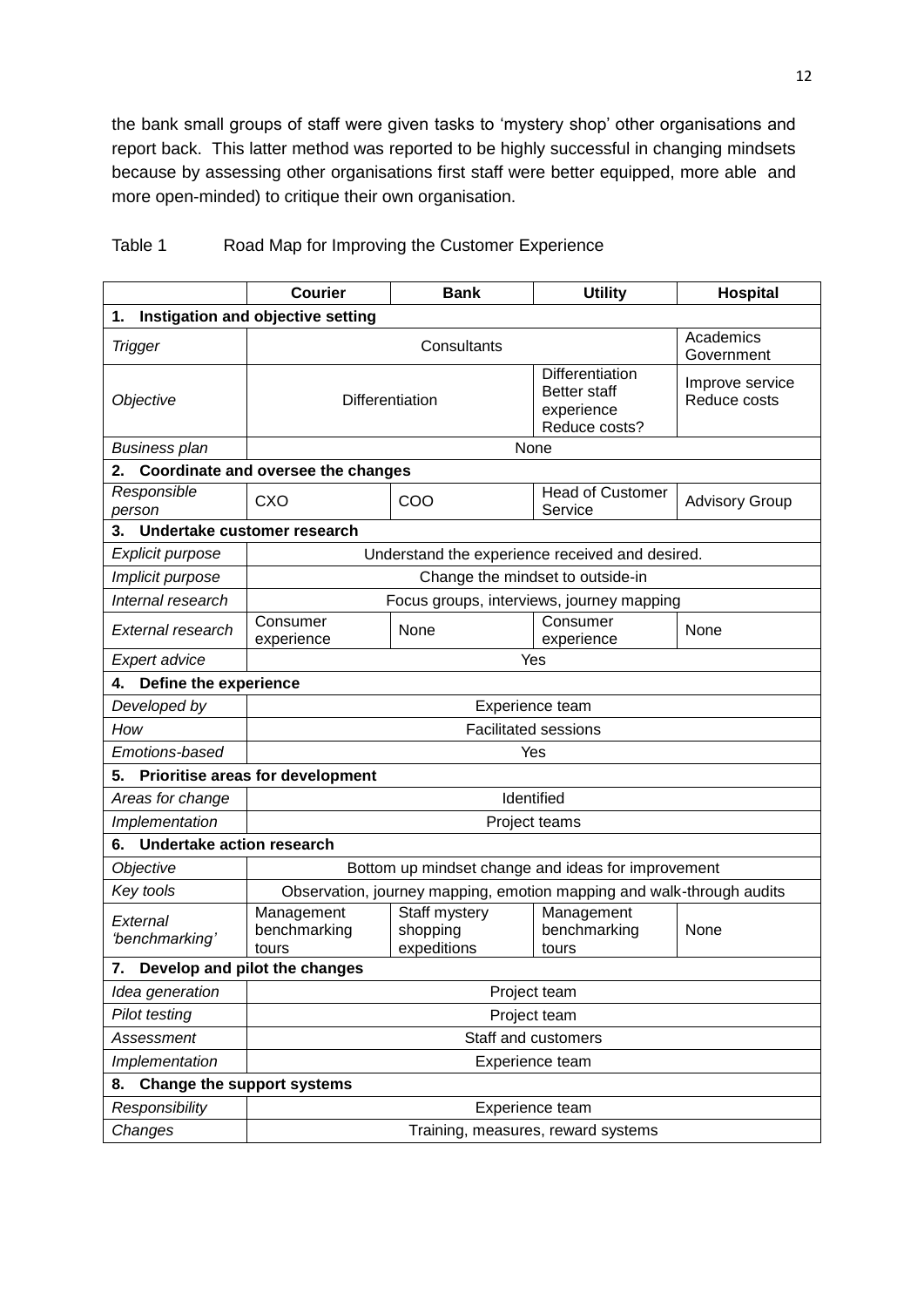the bank small groups of staff were given tasks to 'mystery shop' other organisations and report back. This latter method was reported to be highly successful in changing mindsets because by assessing other organisations first staff were better equipped, more able and more open-minded) to critique their own organisation.

Table 1 Road Map for Improving the Customer Experience

| | Courier | Bank | Utility | Hospital |
|---|---|---|---|---|
| **1. Instigation and objective setting** | | | | |
| *Trigger* | Consultants | | | Academics Government |
| *Objective* | Differentiation | | Differentiation Better staff experience Reduce costs? | Improve service Reduce costs |
| *Business plan* | None | | | |
| **2. Coordinate and oversee the changes** | | | | |
| *Responsible person* | CXO | COO | Head of Customer Service | Advisory Group |
| **3. Undertake customer research** | | | | |
| *Explicit purpose* | Understand the experience received and desired. | | | |
| *Implicit purpose* | Change the mindset to outside-in | | | |
| *Internal research* | Focus groups, interviews, journey mapping | | | |
| *External research* | Consumer experience | None | Consumer experience | None |
| *Expert advice* | Yes | | | |
| **4. Define the experience** | | | | |
| *Developed by* | Experience team | | | |
| *How* | Facilitated sessions | | | |
| *Emotions-based* | Yes | | | |
| **5. Prioritise areas for development** | | | | |
| *Areas for change* | Identified | | | |
| *Implementation* | Project teams | | | |
| **6. Undertake action research** | | | | |
| *Objective* | Bottom up mindset change and ideas for improvement | | | |
| *Key tools* | Observation, journey mapping, emotion mapping and walk-through audits | | | |
| *External 'benchmarking'* | Management benchmarking tours | Staff mystery shopping expeditions | Management benchmarking tours | None |
| **7. Develop and pilot the changes** | | | | |
| *Idea generation* | Project team | | | |
| *Pilot testing* | Project team | | | |
| *Assessment* | Staff and customers | | | |
| *Implementation* | Experience team | | | |
| **8. Change the support systems** | | | | |
| *Responsibility* | Experience team | | | |
| *Changes* | Training, measures, reward systems | | | |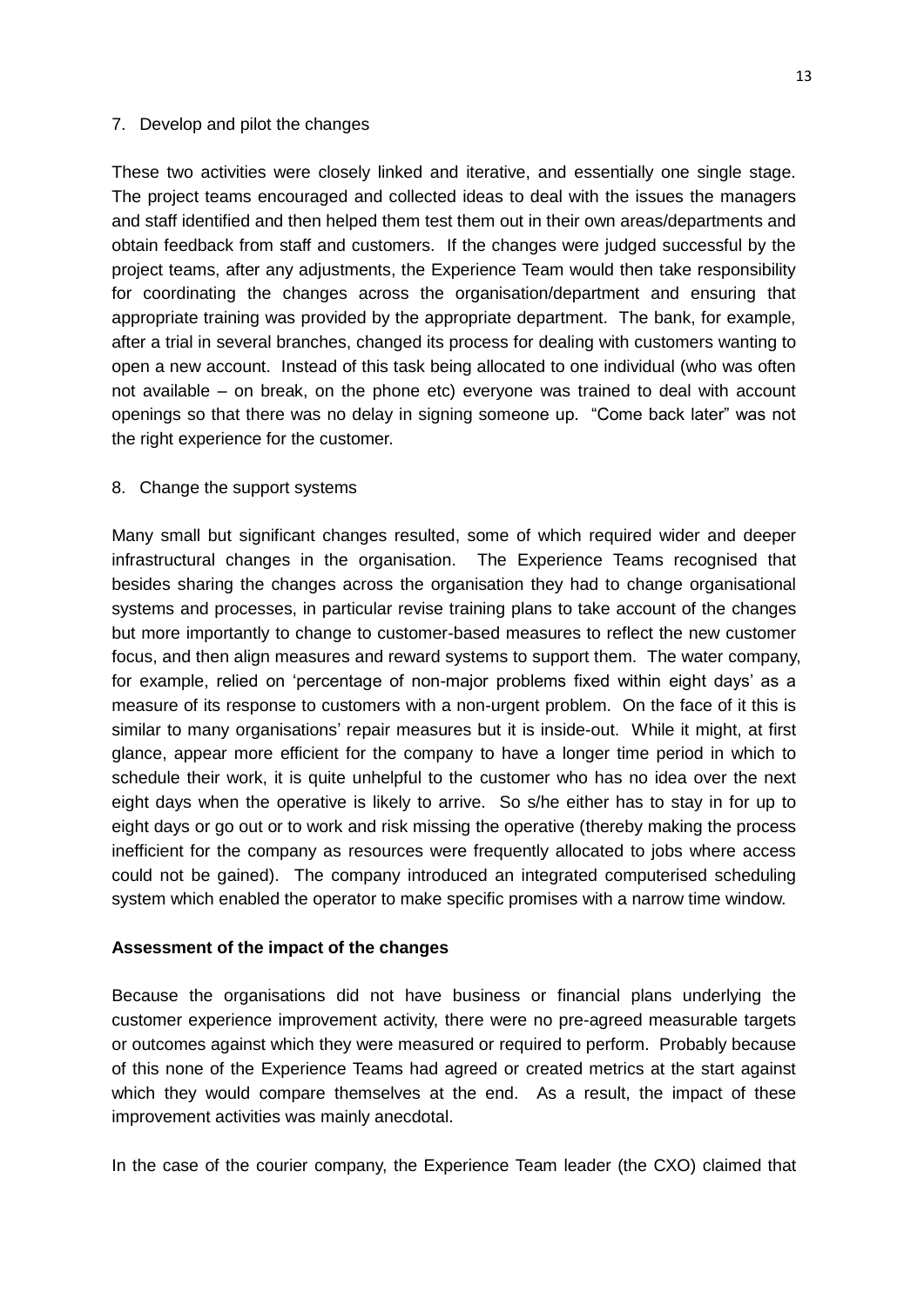7. Develop and pilot the changes

These two activities were closely linked and iterative, and essentially one single stage. The project teams encouraged and collected ideas to deal with the issues the managers and staff identified and then helped them test them out in their own areas/departments and obtain feedback from staff and customers. If the changes were judged successful by the project teams, after any adjustments, the Experience Team would then take responsibility for coordinating the changes across the organisation/department and ensuring that appropriate training was provided by the appropriate department. The bank, for example, after a trial in several branches, changed its process for dealing with customers wanting to open a new account. Instead of this task being allocated to one individual (who was often not available – on break, on the phone etc) everyone was trained to deal with account openings so that there was no delay in signing someone up. “Come back later” was not the right experience for the customer.

8. Change the support systems

Many small but significant changes resulted, some of which required wider and deeper infrastructural changes in the organisation. The Experience Teams recognised that besides sharing the changes across the organisation they had to change organisational systems and processes, in particular revise training plans to take account of the changes but more importantly to change to customer-based measures to reflect the new customer focus, and then align measures and reward systems to support them. The water company, for example, relied on ‘percentage of non-major problems fixed within eight days’ as a measure of its response to customers with a non-urgent problem. On the face of it this is similar to many organisations’ repair measures but it is inside-out. While it might, at first glance, appear more efficient for the company to have a longer time period in which to schedule their work, it is quite unhelpful to the customer who has no idea over the next eight days when the operative is likely to arrive. So s/he either has to stay in for up to eight days or go out or to work and risk missing the operative (thereby making the process inefficient for the company as resources were frequently allocated to jobs where access could not be gained). The company introduced an integrated computerised scheduling system which enabled the operator to make specific promises with a narrow time window.

**Assessment of the impact of the changes**

Because the organisations did not have business or financial plans underlying the customer experience improvement activity, there were no pre-agreed measurable targets or outcomes against which they were measured or required to perform. Probably because of this none of the Experience Teams had agreed or created metrics at the start against which they would compare themselves at the end. As a result, the impact of these improvement activities was mainly anecdotal.

In the case of the courier company, the Experience Team leader (the CXO) claimed that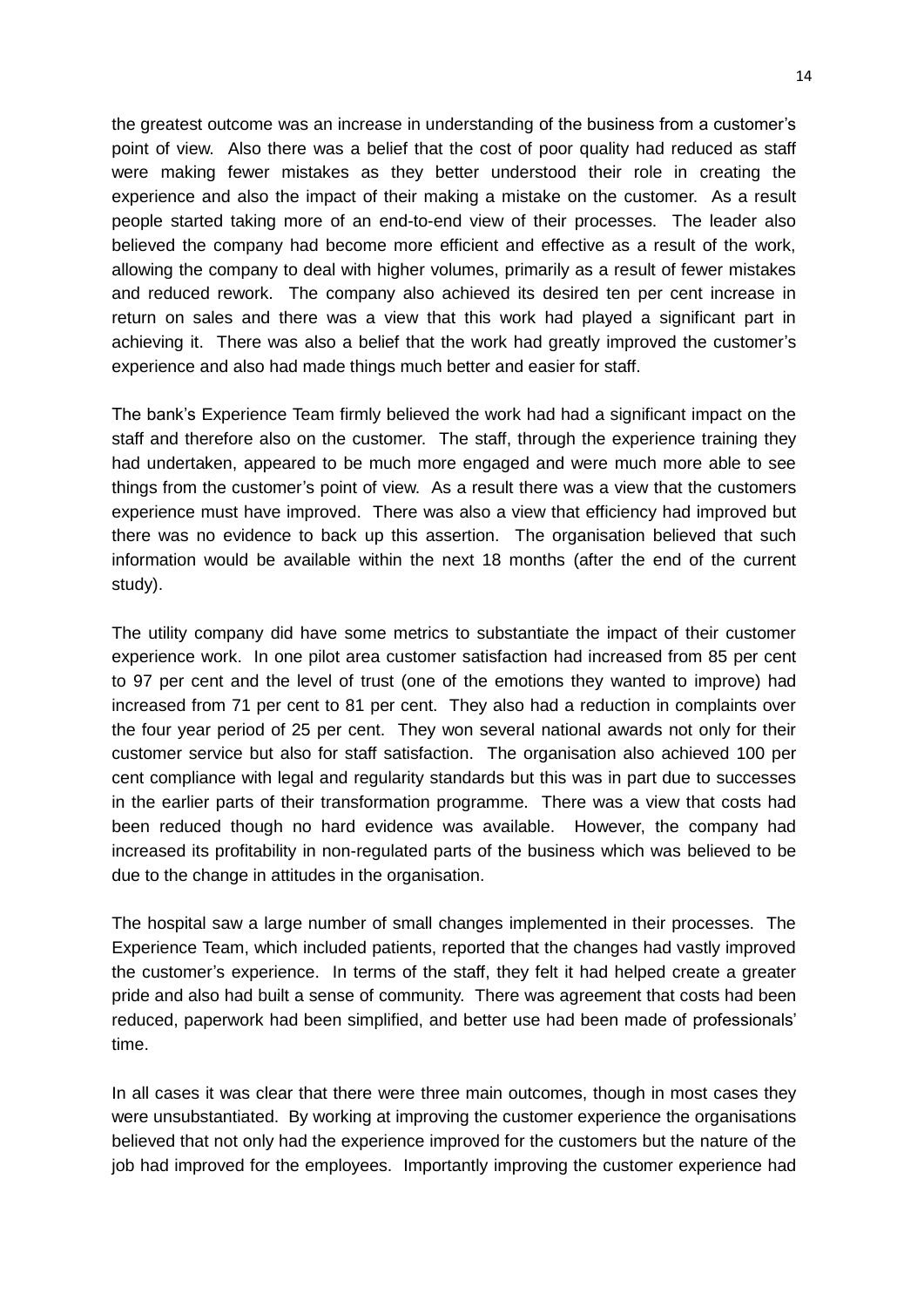the greatest outcome was an increase in understanding of the business from a customer's point of view. Also there was a belief that the cost of poor quality had reduced as staff were making fewer mistakes as they better understood their role in creating the experience and also the impact of their making a mistake on the customer. As a result people started taking more of an end-to-end view of their processes. The leader also believed the company had become more efficient and effective as a result of the work, allowing the company to deal with higher volumes, primarily as a result of fewer mistakes and reduced rework. The company also achieved its desired ten per cent increase in return on sales and there was a view that this work had played a significant part in achieving it. There was also a belief that the work had greatly improved the customer's experience and also had made things much better and easier for staff.

The bank's Experience Team firmly believed the work had had a significant impact on the staff and therefore also on the customer. The staff, through the experience training they had undertaken, appeared to be much more engaged and were much more able to see things from the customer's point of view. As a result there was a view that the customers experience must have improved. There was also a view that efficiency had improved but there was no evidence to back up this assertion. The organisation believed that such information would be available within the next 18 months (after the end of the current study).

The utility company did have some metrics to substantiate the impact of their customer experience work. In one pilot area customer satisfaction had increased from 85 per cent to 97 per cent and the level of trust (one of the emotions they wanted to improve) had increased from 71 per cent to 81 per cent. They also had a reduction in complaints over the four year period of 25 per cent. They won several national awards not only for their customer service but also for staff satisfaction. The organisation also achieved 100 per cent compliance with legal and regularity standards but this was in part due to successes in the earlier parts of their transformation programme. There was a view that costs had been reduced though no hard evidence was available. However, the company had increased its profitability in non-regulated parts of the business which was believed to be due to the change in attitudes in the organisation.

The hospital saw a large number of small changes implemented in their processes. The Experience Team, which included patients, reported that the changes had vastly improved the customer's experience. In terms of the staff, they felt it had helped create a greater pride and also had built a sense of community. There was agreement that costs had been reduced, paperwork had been simplified, and better use had been made of professionals' time.

In all cases it was clear that there were three main outcomes, though in most cases they were unsubstantiated. By working at improving the customer experience the organisations believed that not only had the experience improved for the customers but the nature of the job had improved for the employees. Importantly improving the customer experience had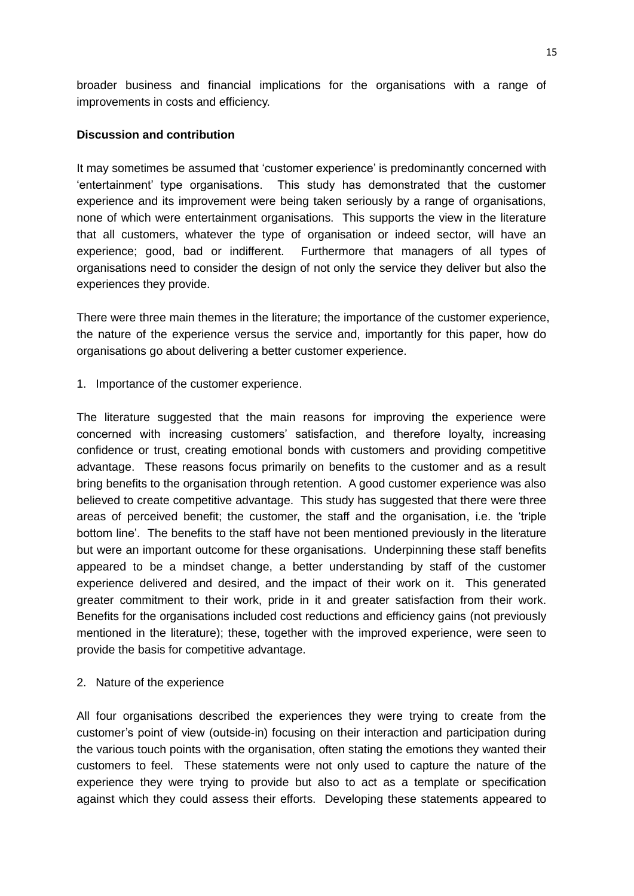broader business and financial implications for the organisations with a range of improvements in costs and efficiency.

**Discussion and contribution**

It may sometimes be assumed that 'customer experience' is predominantly concerned with 'entertainment' type organisations. This study has demonstrated that the customer experience and its improvement were being taken seriously by a range of organisations, none of which were entertainment organisations. This supports the view in the literature that all customers, whatever the type of organisation or indeed sector, will have an experience; good, bad or indifferent. Furthermore that managers of all types of organisations need to consider the design of not only the service they deliver but also the experiences they provide.

There were three main themes in the literature; the importance of the customer experience, the nature of the experience versus the service and, importantly for this paper, how do organisations go about delivering a better customer experience.

1. Importance of the customer experience.

The literature suggested that the main reasons for improving the experience were concerned with increasing customers' satisfaction, and therefore loyalty, increasing confidence or trust, creating emotional bonds with customers and providing competitive advantage. These reasons focus primarily on benefits to the customer and as a result bring benefits to the organisation through retention. A good customer experience was also believed to create competitive advantage. This study has suggested that there were three areas of perceived benefit; the customer, the staff and the organisation, i.e. the 'triple bottom line'. The benefits to the staff have not been mentioned previously in the literature but were an important outcome for these organisations. Underpinning these staff benefits appeared to be a mindset change, a better understanding by staff of the customer experience delivered and desired, and the impact of their work on it. This generated greater commitment to their work, pride in it and greater satisfaction from their work. Benefits for the organisations included cost reductions and efficiency gains (not previously mentioned in the literature); these, together with the improved experience, were seen to provide the basis for competitive advantage.

2. Nature of the experience

All four organisations described the experiences they were trying to create from the customer's point of view (outside-in) focusing on their interaction and participation during the various touch points with the organisation, often stating the emotions they wanted their customers to feel. These statements were not only used to capture the nature of the experience they were trying to provide but also to act as a template or specification against which they could assess their efforts. Developing these statements appeared to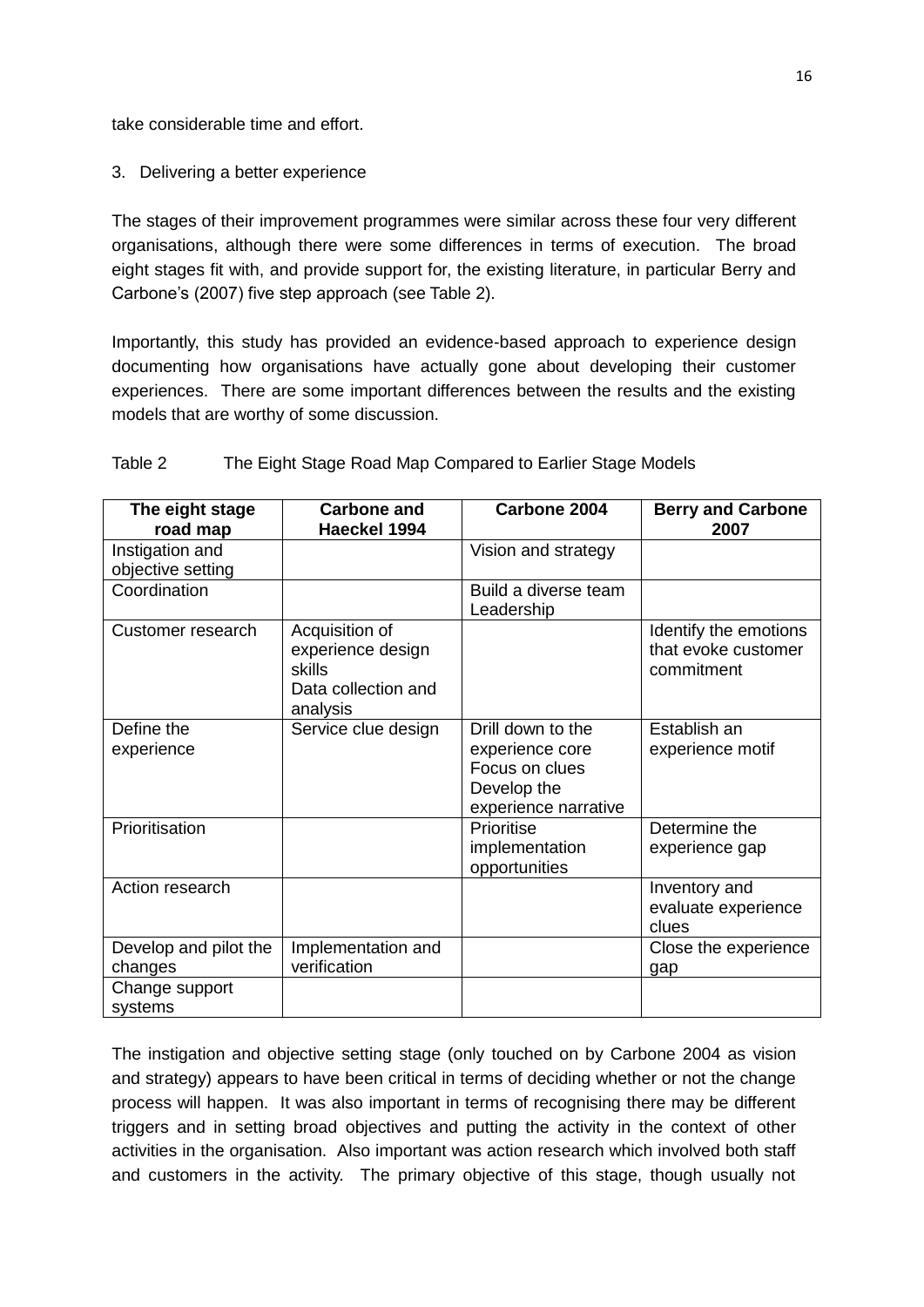take considerable time and effort.

3. Delivering a better experience

The stages of their improvement programmes were similar across these four very different organisations, although there were some differences in terms of execution. The broad eight stages fit with, and provide support for, the existing literature, in particular Berry and Carbone's (2007) five step approach (see Table 2).

Importantly, this study has provided an evidence-based approach to experience design documenting how organisations have actually gone about developing their customer experiences. There are some important differences between the results and the existing models that are worthy of some discussion.

Table 2 The Eight Stage Road Map Compared to Earlier Stage Models

| The eight stage road map | Carbone and Haeckel 1994 | Carbone 2004 | Berry and Carbone 2007 |
|---|---|---|---|
| Instigation and objective setting | | Vision and strategy | |
| Coordination | | Build a diverse team Leadership | |
| Customer research | Acquisition of experience design skills Data collection and analysis | | Identify the emotions that evoke customer commitment |
| Define the experience | Service clue design | Drill down to the experience core Focus on clues Develop the experience narrative | Establish an experience motif |
| Prioritisation | | Prioritise implementation opportunities | Determine the experience gap |
| Action research | | | Inventory and evaluate experience clues |
| Develop and pilot the changes | Implementation and verification | | Close the experience gap |
| Change support systems | | | |

The instigation and objective setting stage (only touched on by Carbone 2004 as vision and strategy) appears to have been critical in terms of deciding whether or not the change process will happen. It was also important in terms of recognising there may be different triggers and in setting broad objectives and putting the activity in the context of other activities in the organisation. Also important was action research which involved both staff and customers in the activity. The primary objective of this stage, though usually not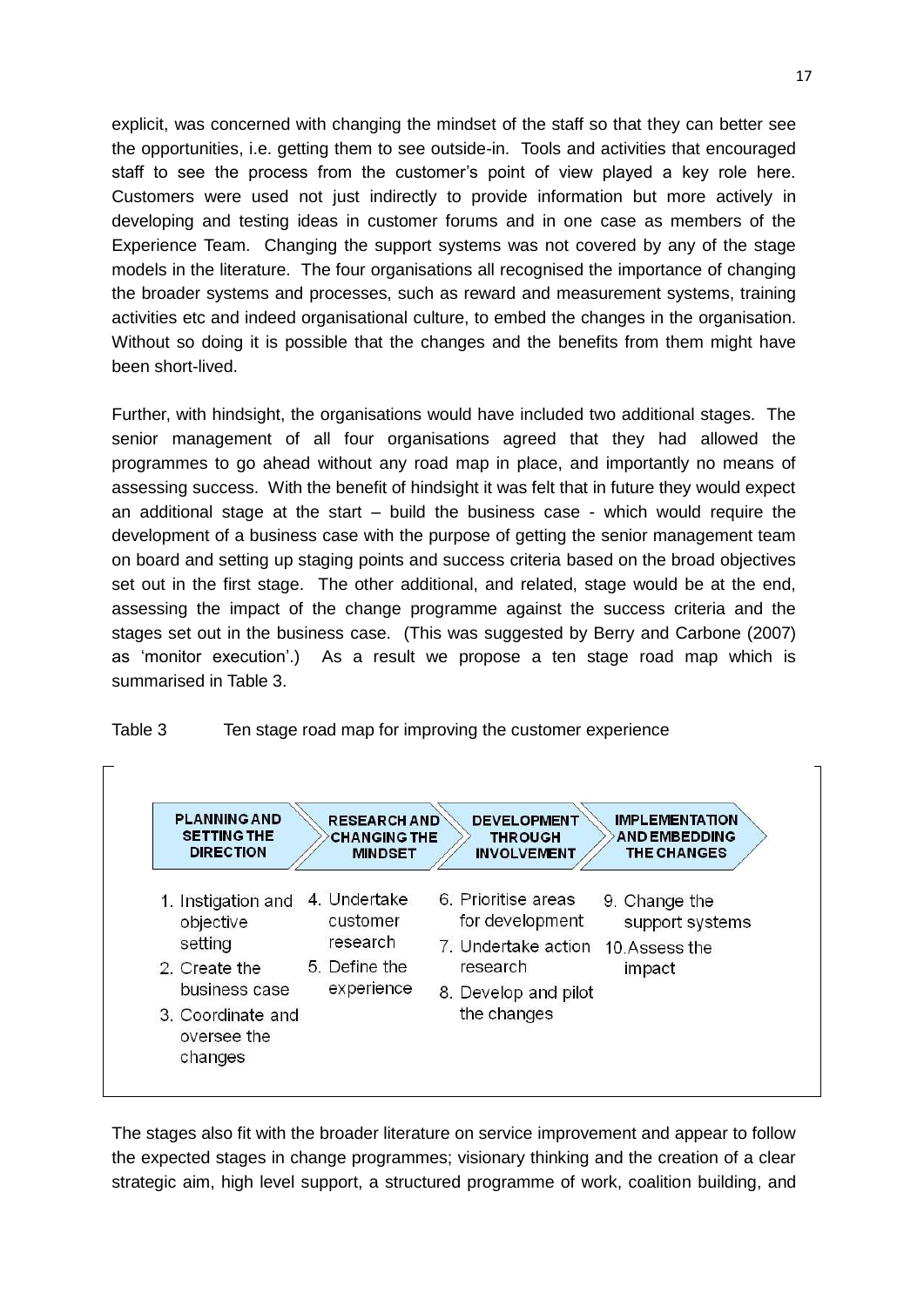explicit, was concerned with changing the mindset of the staff so that they can better see the opportunities, i.e. getting them to see outside-in. Tools and activities that encouraged staff to see the process from the customer's point of view played a key role here. Customers were used not just indirectly to provide information but more actively in developing and testing ideas in customer forums and in one case as members of the Experience Team. Changing the support systems was not covered by any of the stage models in the literature. The four organisations all recognised the importance of changing the broader systems and processes, such as reward and measurement systems, training activities etc and indeed organisational culture, to embed the changes in the organisation. Without so doing it is possible that the changes and the benefits from them might have been short-lived.

Further, with hindsight, the organisations would have included two additional stages. The senior management of all four organisations agreed that they had allowed the programmes to go ahead without any road map in place, and importantly no means of assessing success. With the benefit of hindsight it was felt that in future they would expect an additional stage at the start – build the business case - which would require the development of a business case with the purpose of getting the senior management team on board and setting up staging points and success criteria based on the broad objectives set out in the first stage. The other additional, and related, stage would be at the end, assessing the impact of the change programme against the success criteria and the stages set out in the business case. (This was suggested by Berry and Carbone (2007) as 'monitor execution'.) As a result we propose a ten stage road map which is summarised in Table 3.

Table 3 Ten stage road map for improving the customer experience

| PLANNING AND SETTING THE DIRECTION | RESEARCH AND CHANGING THE MINDSET | DEVELOPMENT THROUGH INVOLVEMENT | IMPLEMENTATION AND EMBEDDING THE CHANGES |
|---|---|---|---|
| 1. Instigation and objective setting<br>2. Create the business case<br>3. Coordinate and oversee the changes | 4. Undertake customer research<br>5. Define the experience | 6. Prioritise areas for development<br>7. Undertake action research<br>8. Develop and pilot the changes | 9. Change the support systems<br>10. Assess the impact |

The stages also fit with the broader literature on service improvement and appear to follow the expected stages in change programmes; visionary thinking and the creation of a clear strategic aim, high level support, a structured programme of work, coalition building, and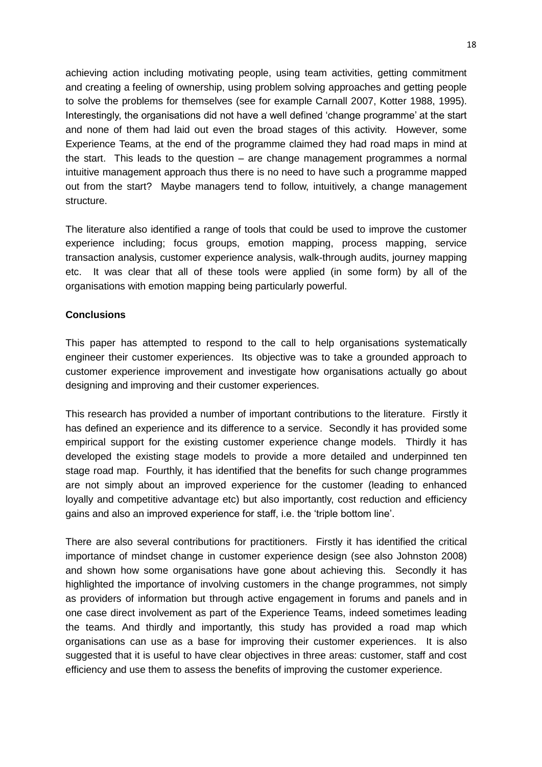achieving action including motivating people, using team activities, getting commitment and creating a feeling of ownership, using problem solving approaches and getting people to solve the problems for themselves (see for example Carnall 2007, Kotter 1988, 1995). Interestingly, the organisations did not have a well defined 'change programme' at the start and none of them had laid out even the broad stages of this activity. However, some Experience Teams, at the end of the programme claimed they had road maps in mind at the start. This leads to the question – are change management programmes a normal intuitive management approach thus there is no need to have such a programme mapped out from the start? Maybe managers tend to follow, intuitively, a change management structure.

The literature also identified a range of tools that could be used to improve the customer experience including; focus groups, emotion mapping, process mapping, service transaction analysis, customer experience analysis, walk-through audits, journey mapping etc. It was clear that all of these tools were applied (in some form) by all of the organisations with emotion mapping being particularly powerful.

**Conclusions**

This paper has attempted to respond to the call to help organisations systematically engineer their customer experiences. Its objective was to take a grounded approach to customer experience improvement and investigate how organisations actually go about designing and improving and their customer experiences.

This research has provided a number of important contributions to the literature. Firstly it has defined an experience and its difference to a service. Secondly it has provided some empirical support for the existing customer experience change models. Thirdly it has developed the existing stage models to provide a more detailed and underpinned ten stage road map. Fourthly, it has identified that the benefits for such change programmes are not simply about an improved experience for the customer (leading to enhanced loyally and competitive advantage etc) but also importantly, cost reduction and efficiency gains and also an improved experience for staff, i.e. the 'triple bottom line'.

There are also several contributions for practitioners. Firstly it has identified the critical importance of mindset change in customer experience design (see also Johnston 2008) and shown how some organisations have gone about achieving this. Secondly it has highlighted the importance of involving customers in the change programmes, not simply as providers of information but through active engagement in forums and panels and in one case direct involvement as part of the Experience Teams, indeed sometimes leading the teams. And thirdly and importantly, this study has provided a road map which organisations can use as a base for improving their customer experiences. It is also suggested that it is useful to have clear objectives in three areas: customer, staff and cost efficiency and use them to assess the benefits of improving the customer experience.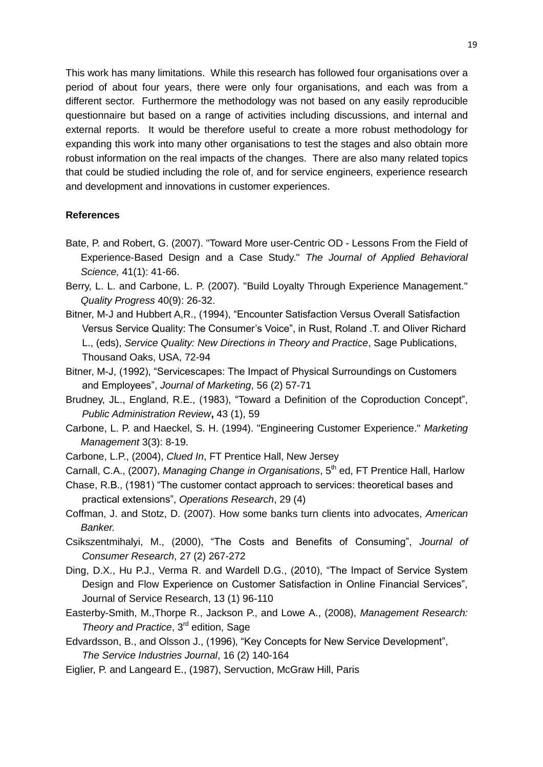This work has many limitations. While this research has followed four organisations over a period of about four years, there were only four organisations, and each was from a different sector. Furthermore the methodology was not based on any easily reproducible questionnaire but based on a range of activities including discussions, and internal and external reports. It would be therefore useful to create a more robust methodology for expanding this work into many other organisations to test the stages and also obtain more robust information on the real impacts of the changes. There are also many related topics that could be studied including the role of, and for service engineers, experience research and development and innovations in customer experiences.

**References**

Bate, P. and Robert, G. (2007). "Toward More user-Centric OD - Lessons From the Field of Experience-Based Design and a Case Study." *The Journal of Applied Behavioral Science,* 41(1): 41-66.

Berry, L. L. and Carbone, L. P. (2007). "Build Loyalty Through Experience Management." *Quality Progress* 40(9): 26-32.

Bitner, M-J and Hubbert A,R., (1994), "Encounter Satisfaction Versus Overall Satisfaction Versus Service Quality: The Consumer's Voice", in Rust, Roland .T. and Oliver Richard L., (eds), *Service Quality: New Directions in Theory and Practice*, Sage Publications, Thousand Oaks, USA, 72-94

Bitner, M-J, (1992), "Servicescapes: The Impact of Physical Surroundings on Customers and Employees", *Journal of Marketing*, 56 (2) 57-71

Brudney, JL., England, R.E., (1983), "Toward a Definition of the Coproduction Concept", *Public Administration Review***,** 43 (1), 59

Carbone, L. P. and Haeckel, S. H. (1994). "Engineering Customer Experience." *Marketing Management* 3(3): 8-19.

Carbone, L.P., (2004), *Clued In*, FT Prentice Hall, New Jersey

Carnall, C.A., (2007), *Managing Change in Organisations*, 5th ed, FT Prentice Hall, Harlow

Chase, R.B., (1981) "The customer contact approach to services: theoretical bases and practical extensions", *Operations Research*, 29 (4)

Coffman, J. and Stotz, D. (2007). How some banks turn clients into advocates, *American Banker.*

Csikszentmihalyi, M., (2000), "The Costs and Benefits of Consuming", *Journal of Consumer Research*, 27 (2) 267-272

Ding, D.X., Hu P.J., Verma R. and Wardell D.G., (2010), "The Impact of Service System Design and Flow Experience on Customer Satisfaction in Online Financial Services", Journal of Service Research, 13 (1) 96-110

Easterby-Smith, M.,Thorpe R., Jackson P., and Lowe A., (2008), *Management Research: Theory and Practice*, 3rd edition, Sage

Edvardsson, B., and Olsson J., (1996), "Key Concepts for New Service Development", *The Service Industries Journal*, 16 (2) 140-164

Eiglier, P. and Langeard E., (1987), Servuction, McGraw Hill, Paris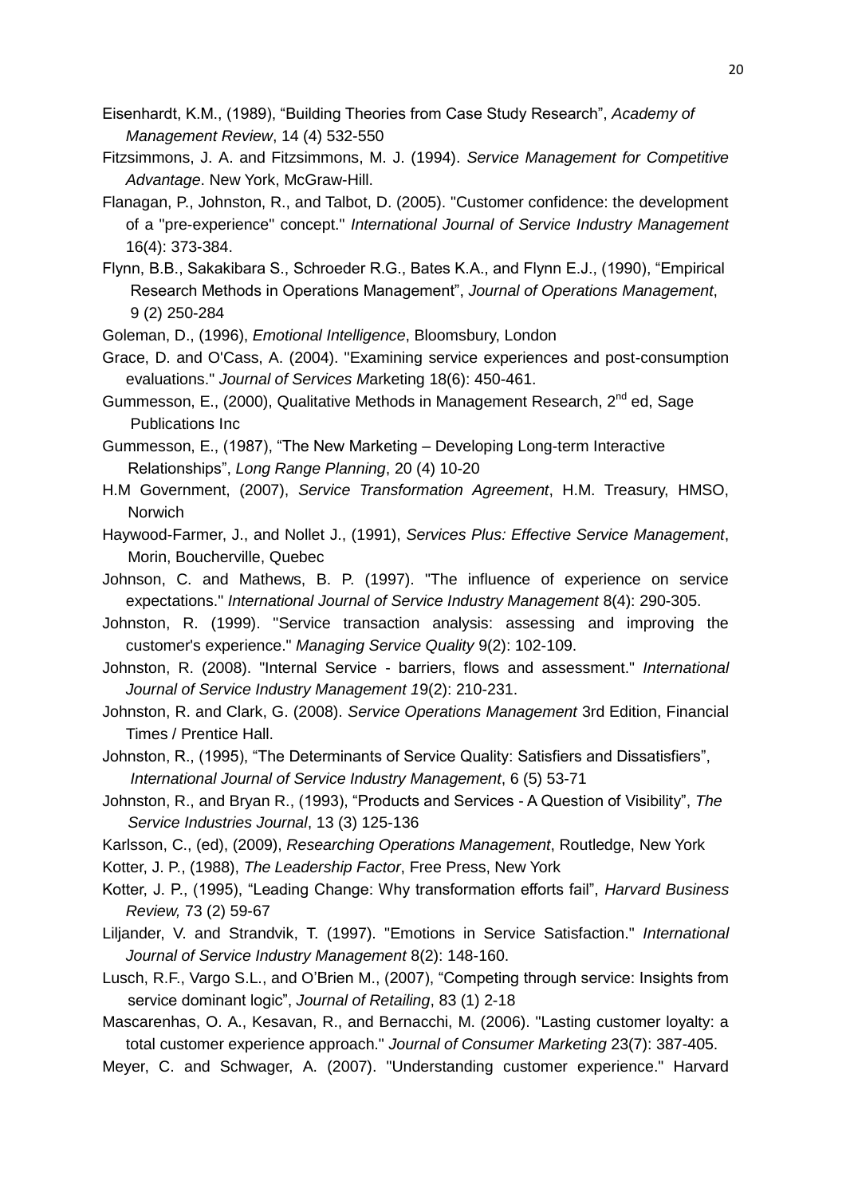Eisenhardt, K.M., (1989), “Building Theories from Case Study Research”, *Academy of Management Review*, 14 (4) 532-550

Fitzsimmons, J. A. and Fitzsimmons, M. J. (1994). *Service Management for Competitive Advantage*. New York, McGraw-Hill.

Flanagan, P., Johnston, R., and Talbot, D. (2005). "Customer confidence: the development of a "pre-experience" concept." *International Journal of Service Industry Management* 16(4): 373-384.

Flynn, B.B., Sakakibara S., Schroeder R.G., Bates K.A., and Flynn E.J., (1990), “Empirical Research Methods in Operations Management”, *Journal of Operations Management*, 9 (2) 250-284

Goleman, D., (1996), *Emotional Intelligence*, Bloomsbury, London

Grace, D. and O'Cass, A. (2004). "Examining service experiences and post-consumption evaluations." *Journal of Services M*arketing 18(6): 450-461.

Gummesson, E., (2000), Qualitative Methods in Management Research, 2nd ed, Sage Publications Inc

Gummesson, E., (1987), “The New Marketing – Developing Long-term Interactive Relationships”, *Long Range Planning*, 20 (4) 10-20

H.M Government, (2007), *Service Transformation Agreement*, H.M. Treasury, HMSO, Norwich

Haywood-Farmer, J., and Nollet J., (1991), *Services Plus: Effective Service Management*, Morin, Boucherville, Quebec

Johnson, C. and Mathews, B. P. (1997). "The influence of experience on service expectations." *International Journal of Service Industry Management* 8(4): 290-305.

Johnston, R. (1999). "Service transaction analysis: assessing and improving the customer's experience." *Managing Service Quality* 9(2): 102-109.

Johnston, R. (2008). "Internal Service - barriers, flows and assessment." *International Journal of Service Industry Management 1*9(2): 210-231.

Johnston, R. and Clark, G. (2008). *Service Operations Management* 3rd Edition, Financial Times / Prentice Hall.

Johnston, R., (1995), “The Determinants of Service Quality: Satisfiers and Dissatisfiers”, *International Journal of Service Industry Management*, 6 (5) 53-71

Johnston, R., and Bryan R., (1993), “Products and Services - A Question of Visibility”, *The Service Industries Journal*, 13 (3) 125-136

Karlsson, C., (ed), (2009), *Researching Operations Management*, Routledge, New York

Kotter, J. P., (1988), *The Leadership Factor*, Free Press, New York

Kotter, J. P., (1995), “Leading Change: Why transformation efforts fail”, *Harvard Business Review,* 73 (2) 59-67

Liljander, V. and Strandvik, T. (1997). "Emotions in Service Satisfaction." *International Journal of Service Industry Management* 8(2): 148-160.

Lusch, R.F., Vargo S.L., and O’Brien M., (2007), “Competing through service: Insights from service dominant logic”, *Journal of Retailing*, 83 (1) 2-18

Mascarenhas, O. A., Kesavan, R., and Bernacchi, M. (2006). "Lasting customer loyalty: a total customer experience approach." *Journal of Consumer Marketing* 23(7): 387-405.

Meyer, C. and Schwager, A. (2007). "Understanding customer experience." Harvard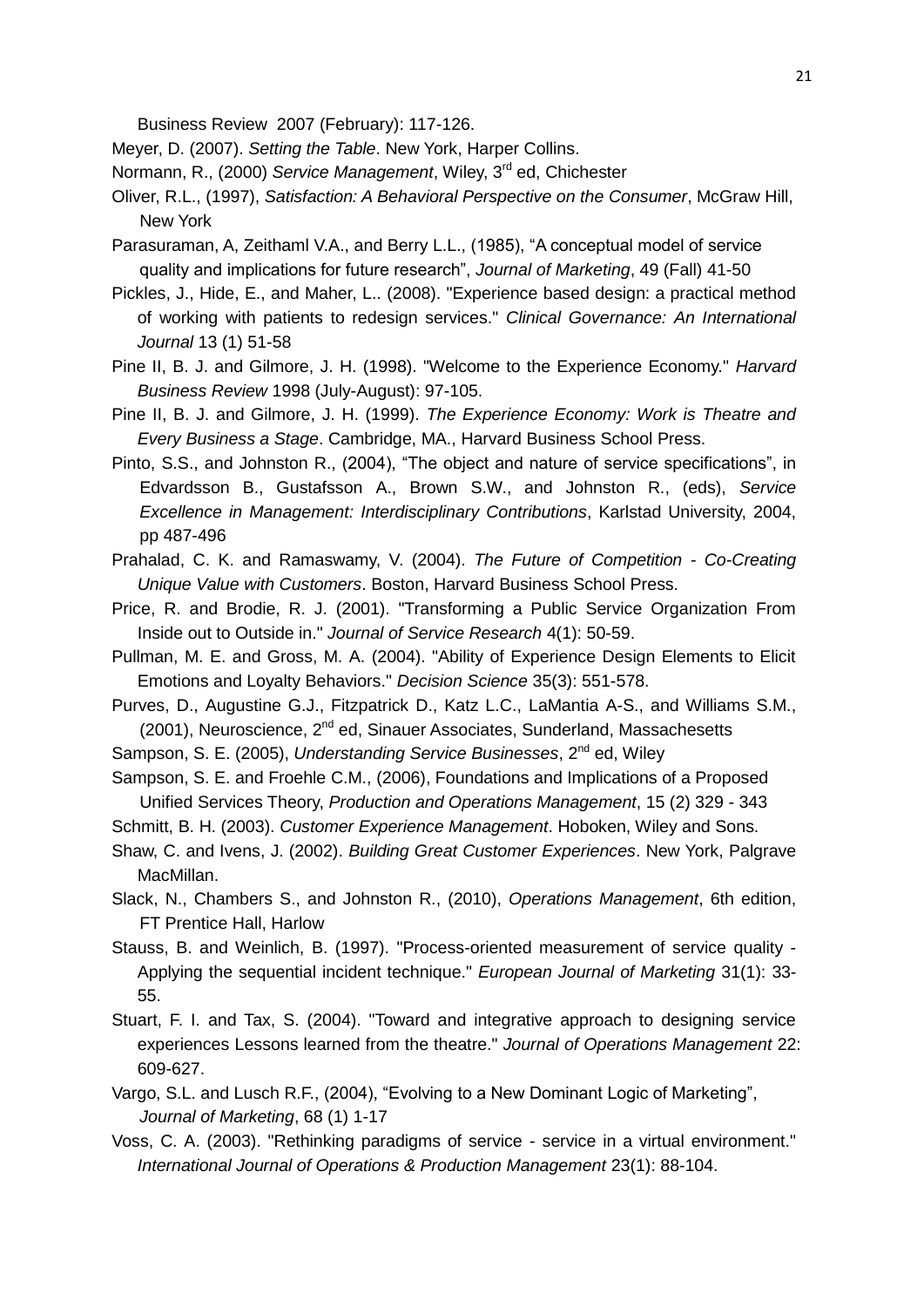Business Review 2007 (February): 117-126.

Meyer, D. (2007). *Setting the Table*. New York, Harper Collins.

Normann, R., (2000) *Service Management*, Wiley, 3rd ed, Chichester

Oliver, R.L., (1997), *Satisfaction: A Behavioral Perspective on the Consumer*, McGraw Hill, New York

Parasuraman, A, Zeithaml V.A., and Berry L.L., (1985), "A conceptual model of service quality and implications for future research", *Journal of Marketing*, 49 (Fall) 41-50

Pickles, J., Hide, E., and Maher, L.. (2008). "Experience based design: a practical method of working with patients to redesign services." *Clinical Governance: An International Journal* 13 (1) 51-58

Pine II, B. J. and Gilmore, J. H. (1998). "Welcome to the Experience Economy." *Harvard Business Review* 1998 (July-August): 97-105.

Pine II, B. J. and Gilmore, J. H. (1999). *The Experience Economy: Work is Theatre and Every Business a Stage*. Cambridge, MA., Harvard Business School Press.

Pinto, S.S., and Johnston R., (2004), "The object and nature of service specifications", in Edvardsson B., Gustafsson A., Brown S.W., and Johnston R., (eds), *Service Excellence in Management: Interdisciplinary Contributions*, Karlstad University, 2004, pp 487-496

Prahalad, C. K. and Ramaswamy, V. (2004). *The Future of Competition - Co-Creating Unique Value with Customers*. Boston, Harvard Business School Press.

Price, R. and Brodie, R. J. (2001). "Transforming a Public Service Organization From Inside out to Outside in." *Journal of Service Research* 4(1): 50-59.

Pullman, M. E. and Gross, M. A. (2004). "Ability of Experience Design Elements to Elicit Emotions and Loyalty Behaviors." *Decision Science* 35(3): 551-578.

Purves, D., Augustine G.J., Fitzpatrick D., Katz L.C., LaMantia A-S., and Williams S.M., (2001), Neuroscience, 2nd ed, Sinauer Associates, Sunderland, Massachesetts

Sampson, S. E. (2005), *Understanding Service Businesses*, 2nd ed, Wiley

Sampson, S. E. and Froehle C.M., (2006), Foundations and Implications of a Proposed Unified Services Theory, *Production and Operations Management*, 15 (2) 329 - 343

Schmitt, B. H. (2003). *Customer Experience Management*. Hoboken, Wiley and Sons.

Shaw, C. and Ivens, J. (2002). *Building Great Customer Experiences*. New York, Palgrave MacMillan.

Slack, N., Chambers S., and Johnston R., (2010), *Operations Management*, 6th edition, FT Prentice Hall, Harlow

Stauss, B. and Weinlich, B. (1997). "Process-oriented measurement of service quality - Applying the sequential incident technique." *European Journal of Marketing* 31(1): 33-55.

Stuart, F. I. and Tax, S. (2004). "Toward and integrative approach to designing service experiences Lessons learned from the theatre." *Journal of Operations Management* 22: 609-627.

Vargo, S.L. and Lusch R.F., (2004), "Evolving to a New Dominant Logic of Marketing", *Journal of Marketing*, 68 (1) 1-17

Voss, C. A. (2003). "Rethinking paradigms of service - service in a virtual environment." *International Journal of Operations & Production Management* 23(1): 88-104.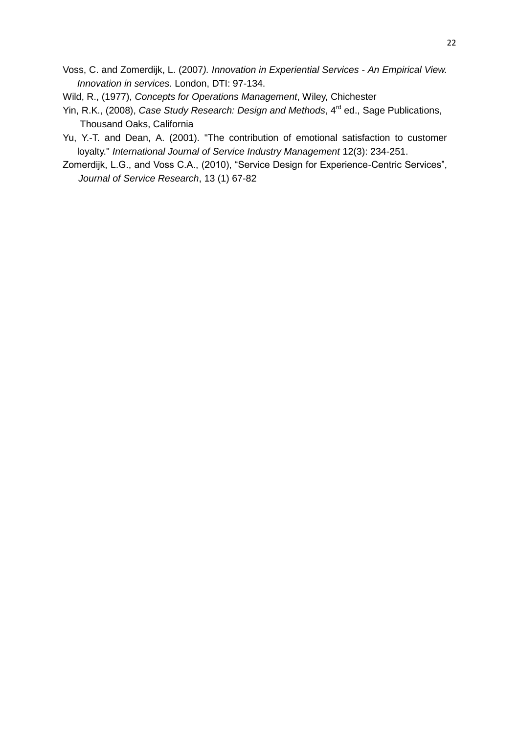Voss, C. and Zomerdijk, L. (2007*). Innovation in Experiential Services - An Empirical View. Innovation in services*. London, DTI: 97-134.

Wild, R., (1977), *Concepts for Operations Management*, Wiley, Chichester

Yin, R.K., (2008), *Case Study Research: Design and Methods*, 4rd ed., Sage Publications, Thousand Oaks, California

Yu, Y.-T. and Dean, A. (2001). "The contribution of emotional satisfaction to customer loyalty." *International Journal of Service Industry Management* 12(3): 234-251.

Zomerdijk, L.G., and Voss C.A., (2010), "Service Design for Experience-Centric Services", *Journal of Service Research*, 13 (1) 67-82